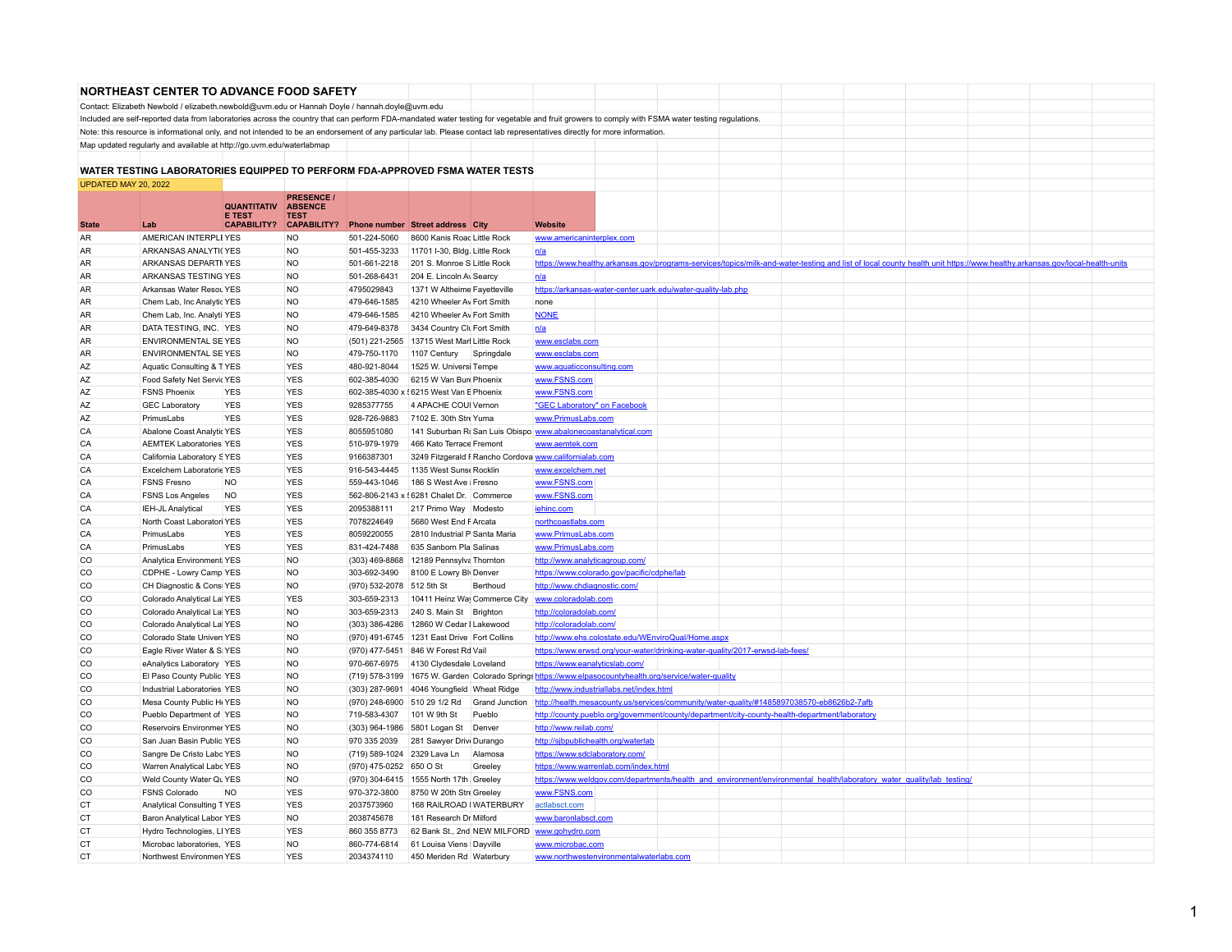# NORTHEAST CENTER TO ADVANCE FOOD SAFETY

Contact: Elizabeth Newbold / elizabeth.newbold@uvm.edu or Hannah Doyle / hannah.doyle@uvm.edu

Included are self-reported data from laboratories across the country that can perform FDA-mandated water testing for vegetable and fruit growers to comply with FSMA water testing regulations.

Note: this resource is informational only, and not intended to be an endorsement of any particular lab. Please contact lab representatives directly for more information.

Map updated regularly and available at http://go.uvm.edu/waterlabmap

## WATER TESTING LABORATORIES EQUIPPED TO PERFORM FDA-APPROVED FSMA WATER TESTS

UPDATED MAY 20, 2022

| State | Lab | QUANTITATIVE TEST CAPABILITY? | PRESENCE / ABSENCE TEST CAPABILITY? | Phone number | Street address | City | Website |
|---|---|---|---|---|---|---|---|
| AR | AMERICAN INTERPLE | YES | NO | 501-224-5060 | 8600 Kanis Road | Little Rock | www.americaninterplex.com |
| AR | ARKANSAS ANALYTI | YES | NO | 501-455-3233 | 11701 I-30, Bldg. | Little Rock | n/a |
| AR | ARKANSAS DEPARTM | YES | NO | 501-661-2218 | 201 S. Monroe S | Little Rock | https://www.healthy.arkansas.gov/programs-services/topics/milk-and-water-testing and list of local county health unit https://www.healthy.arkansas.gov/local-health-units |
| AR | ARKANSAS TESTING | YES | NO | 501-268-6431 | 204 E. Lincoln Av | Searcy | n/a |
| AR | Arkansas Water Resou | YES | NO | 4795029843 | 1371 W Altheime | Fayetteville | https://arkansas-water-center.uark.edu/water-quality-lab.php |
| AR | Chem Lab, Inc Analytic | YES | NO | 479-646-1585 | 4210 Wheeler Av | Fort Smith | none |
| AR | Chem Lab, Inc. Analyti | YES | NO | 479-646-1585 | 4210 Wheeler Av | Fort Smith | NONE |
| AR | DATA TESTING, INC. | YES | NO | 479-649-8378 | 3434 Country Clu | Fort Smith | n/a |
| AR | ENVIRONMENTAL SE | YES | NO | (501) 221-2565 | 13715 West Marl | Little Rock | www.esclabs.com |
| AR | ENVIRONMENTAL SE | YES | NO | 479-750-1170 | 1107 Century | Springdale | www.esclabs.com |
| AZ | Aquatic Consulting & T | YES | YES | 480-921-8044 | 1525 W. Universi | Tempe | www.aquaticconsulting.com |
| AZ | Food Safety Net Servic | YES | YES | 602-385-4030 | 6215 W Van Bure | Phoenix | www.FSNS.com |
| AZ | FSNS Phoenix | YES | YES | 602-385-4030 x | 6215 West Van B | Phoenix | www.FSNS.com |
| AZ | GEC Laboratory | YES | YES | 9285377755 | 4 APACHE COU | Vernon | "GEC Laboratory" on Facebook |
| AZ | PrimusLabs | YES | YES | 928-726-9883 | 7102 E. 30th Stre | Yuma | www.PrimusLabs.com |
| CA | Abalone Coast Analytic | YES | YES | 8055951080 | 141 Suburban Ro | San Luis Obispo | www.abalonecoastanalytical.com |
| CA | AEMTEK Laboratories | YES | YES | 510-979-1979 | 466 Kato Terrace | Fremont | www.aemtek.com |
| CA | California Laboratory S | YES | YES | 9166387301 | 3249 Fitzgerald R | Rancho Cordova | www.californialab.com |
| CA | Excelchem Laboratorie | YES | YES | 916-543-4445 | 1135 West Sunse | Rocklin | www.excelchem.net |
| CA | FSNS Fresno | NO | YES | 559-443-1046 | 186 S West Ave | Fresno | www.FSNS.com |
| CA | FSNS Los Angeles | NO | YES | 562-806-2143 x | 6281 Chalet Dr. | Commerce | www.FSNS.com |
| CA | IEH-JL Analytical | YES | YES | 2095388111 | 217 Primo Way | Modesto | iehinc.com |
| CA | North Coast Laboratori | YES | YES | 7078224649 | 5680 West End R | Arcata | northcoastlabs.com |
| CA | PrimusLabs | YES | YES | 8059220055 | 2810 Industrial P | Santa Maria | www.PrimusLabs.com |
| CA | PrimusLabs | YES | YES | 831-424-7488 | 635 Sanborn Pla | Salinas | www.PrimusLabs.com |
| CO | Analytica Environment | YES | NO | (303) 469-8868 | 12189 Pennsylva | Thornton | http://www.analyticagroup.com/ |
| CO | CDPHE - Lowry Camp | YES | NO | 303-692-3490 | 8100 E Lowry Bl | Denver | https://www.colorado.gov/pacific/cdphe/lab |
| CO | CH Diagnostic & Cons | YES | NO | (970) 532-2078 | 512 5th St | Berthoud | http://www.chdiagnostic.com/ |
| CO | Colorado Analytical La | YES | YES | 303-659-2313 | 10411 Heinz Way | Commerce City | www.coloradolab.com |
| CO | Colorado Analytical La | YES | NO | 303-659-2313 | 240 S. Main St | Brighton | http://coloradolab.com/ |
| CO | Colorado Analytical La | YES | NO | (303) 386-4286 | 12860 W Cedar D | Lakewood | http://coloradolab.com/ |
| CO | Colorado State Univers | YES | NO | (970) 491-6745 | 1231 East Drive | Fort Collins | http://www.ehs.colostate.edu/WEnviroQual/Home.aspx |
| CO | Eagle River Water & S | YES | NO | (970) 477-5451 | 846 W Forest Rd | Vail | https://www.erwsd.org/your-water/drinking-water-quality/2017-erwsd-lab-fees/ |
| CO | eAnalytics Laboratory | YES | NO | 970-667-6975 | 4130 Clydesdale | Loveland | https://www.eanalyticslab.com/ |
| CO | El Paso County Public | YES | NO | (719) 578-3199 | 1675 W. Garden | Colorado Springs | https://www.elpasocountyhealth.org/service/water-quality |
| CO | Industrial Laboratories | YES | NO | (303) 287-9691 | 4046 Youngfield | Wheat Ridge | http://www.industriallabs.net/index.html |
| CO | Mesa County Public He | YES | NO | (970) 248-6900 | 510 29 1/2 Rd | Grand Junction | http://health.mesacounty.us/services/community/water-quality/#1485897038570-eb8626b2-7afb |
| CO | Pueblo Department of | YES | NO | 719-583-4307 | 101 W 9th St | Pueblo | http://county.pueblo.org/government/county/department/city-county-health-department/laboratory |
| CO | Reservoirs Environmer | YES | NO | (303) 964-1986 | 5801 Logan St | Denver | http://www.reilab.com/ |
| CO | San Juan Basin Public | YES | NO | 970 335 2039 | 281 Sawyer Drive | Durango | http://sjbpublichealth.org/waterlab |
| CO | Sangre De Cristo Labo | YES | NO | (719) 589-1024 | 2329 Lava Ln | Alamosa | https://www.sdclaboratory.com/ |
| CO | Warren Analytical Labo | YES | NO | (970) 475-0252 | 650 O St | Greeley | https://www.warrenlab.com/index.html |
| CO | Weld County Water Qu | YES | NO | (970) 304-6415 | 1555 North 17th | Greeley | https://www.weldgov.com/departments/health_and_environment/environmental_health/laboratory_water_quality/lab_testing/ |
| CO | FSNS Colorado | NO | YES | 970-372-3800 | 8750 W 20th Stre | Greeley | www.FSNS.com |
| CT | Analytical Consulting T | YES | YES | 2037573960 | 168 RAILROAD | WATERBURY | actlabsct.com |
| CT | Baron Analytical Labor | YES | NO | 2038745678 | 181 Research Dr | Milford | www.baronlabsct.com |
| CT | Hydro Technologies, LL | YES | YES | 860 355 8773 | 62 Bank St., 2nd | NEW MILFORD | www.gohydro.com |
| CT | Microbac laboratories, | YES | NO | 860-774-6814 | 61 Louisa Viens | Dayville | www.microbac.com |
| CT | Northwest Environmen | YES | YES | 2034374110 | 450 Meriden Rd | Waterbury | www.northwestenvironmentalwaterlabs.com |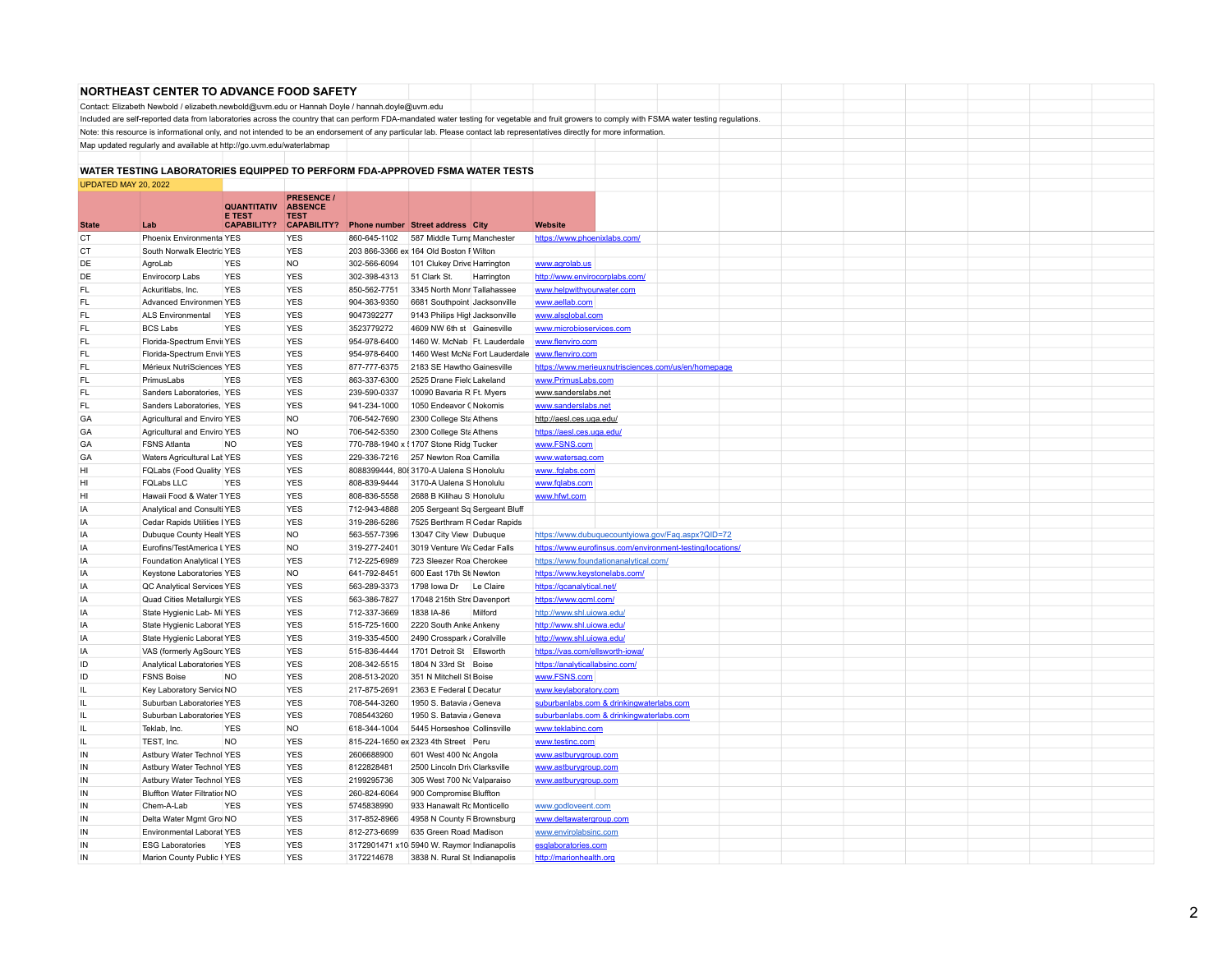## NORTHEAST CENTER TO ADVANCE FOOD SAFETY

Contact: Elizabeth Newbold / elizabeth.newbold@uvm.edu or Hannah Doyle / hannah.doyle@uvm.edu

Included are self-reported data from laboratories across the country that can perform FDA-mandated water testing for vegetable and fruit growers to comply with FSMA water testing regulations.

Note: this resource is informational only, and not intended to be an endorsement of any particular lab. Please contact lab representatives directly for more information.

Map updated regularly and available at http://go.uvm.edu/waterlabmap

### WATER TESTING LABORATORIES EQUIPPED TO PERFORM FDA-APPROVED FSMA WATER TESTS

UPDATED MAY 20, 2022

| State | Lab | QUANTITATIVE TEST CAPABILITY? | PRESENCE / ABSENCE TEST CAPABILITY? | Phone number | Street address | City | Website |
|---|---|---|---|---|---|---|---|
| CT | Phoenix Environmenta | YES | YES | 860-645-1102 | 587 Middle Turnp | Manchester | https://www.phoenixlabs.com/ |
| CT | South Norwalk Electric | YES | YES | 203 866-3366 ex | 164 Old Boston F | Wilton | |
| DE | AgroLab | YES | NO | 302-566-6094 | 101 Clukey Drive | Harrington | www.agrolab.us |
| DE | Envirocorp Labs | YES | YES | 302-398-4313 | 51 Clark St. | Harrington | http://www.envirocorplabs.com/ |
| FL | Ackuritlabs, Inc. | YES | YES | 850-562-7751 | 3345 North Monr | Tallahassee | www.helpwithyourwater.com |
| FL | Advanced Environmen | YES | YES | 904-363-9350 | 6681 Southpoint | Jacksonville | www.aellab.com |
| FL | ALS Environmental | YES | YES | 9047392277 | 9143 Philips High | Jacksonville | www.alsglobal.com |
| FL | BCS Labs | YES | YES | 3523779272 | 4609 NW 6th st | Gainesville | www.microbioservices.com |
| FL | Florida-Spectrum Envi | YES | YES | 954-978-6400 | 1460 W. McNab | Ft. Lauderdale | www.flenviro.com |
| FL | Florida-Spectrum Envi | YES | YES | 954-978-6400 | 1460 West McNa | Fort Lauderdale | www.flenviro.com |
| FL | Mérieux NutriSciences | YES | YES | 877-777-6375 | 2183 SE Hawtho | Gainesville | https://www.merieuxnutrisciences.com/us/en/homepage |
| FL | PrimusLabs | YES | YES | 863-337-6300 | 2525 Drane Field | Lakeland | www.PrimusLabs.com |
| FL | Sanders Laboratories, | YES | YES | 239-590-0337 | 10090 Bavaria R | Ft. Myers | www.sanderslabs.net |
| FL | Sanders Laboratories, | YES | YES | 941-234-1000 | 1050 Endeavor C | Nokomis | www.sanderslabs.net |
| GA | Agricultural and Enviro | YES | NO | 706-542-7690 | 2300 College Sta | Athens | http://aesl.ces.uga.edu/ |
| GA | Agricultural and Enviro | YES | NO | 706-542-5350 | 2300 College Sta | Athens | https://aesl.ces.uga.edu/ |
| GA | FSNS Atlanta | NO | YES | 770-788-1940 x 5 | 1707 Stone Ridg | Tucker | www.FSNS.com |
| GA | Waters Agricultural Lab | YES | YES | 229-336-7216 | 257 Newton Roa | Camilla | www.watersag.com |
| HI | FQLabs (Food Quality | YES | YES | 8088399444, 808 | 3170-A Ualena S | Honolulu | www..fqlabs.com |
| HI | FQLabs LLC | YES | YES | 808-839-9444 | 3170-A Ualena S | Honolulu | www.fqlabs.com |
| HI | Hawaii Food & Water T | YES | YES | 808-836-5558 | 2688 B Kilihau S | Honolulu | www.hfwt.com |
| IA | Analytical and Consulti | YES | YES | 712-943-4888 | 205 Sergeant Sq | Sergeant Bluff | |
| IA | Cedar Rapids Utilities I | YES | YES | 319-286-5286 | 7525 Berthram R | Cedar Rapids | |
| IA | Dubuque County Healt | YES | NO | 563-557-7396 | 13047 City View | Dubuque | https://www.dubuquecountyiowa.gov/Faq.aspx?QID=72 |
| IA | Eurofins/TestAmerica L | YES | NO | 319-277-2401 | 3019 Venture Wa | Cedar Falls | https://www.eurofinsus.com/environment-testing/locations/ |
| IA | Foundation Analytical L | YES | YES | 712-225-6989 | 723 Sleezer Roa | Cherokee | https://www.foundationanalytical.com/ |
| IA | Keystone Laboratories | YES | NO | 641-792-8451 | 600 East 17th St | Newton | https://www.keystonelabs.com/ |
| IA | QC Analytical Services | YES | YES | 563-289-3373 | 1798 Iowa Dr | Le Claire | https://qcanalytical.net/ |
| IA | Quad Cities Metallurgi | YES | YES | 563-386-7827 | 17048 215th Stre | Davenport | https://www.qcml.com/ |
| IA | State Hygienic Lab- Mi | YES | YES | 712-337-3669 | 1838 IA-86 | Milford | http://www.shl.uiowa.edu/ |
| IA | State Hygienic Laborat | YES | YES | 515-725-1600 | 2220 South Anke | Ankeny | http://www.shl.uiowa.edu/ |
| IA | State Hygienic Laborat | YES | YES | 319-335-4500 | 2490 Crosspark / | Coralville | http://www.shl.uiowa.edu/ |
| IA | VAS (formerly AgSourc | YES | YES | 515-836-4444 | 1701 Detroit St | Ellsworth | https://vas.com/ellsworth-iowa/ |
| ID | Analytical Laboratories | YES | YES | 208-342-5515 | 1804 N 33rd St | Boise | https://analyticallabsinc.com/ |
| ID | FSNS Boise | NO | YES | 208-513-2020 | 351 N Mitchell St | Boise | www.FSNS.com |
| IL | Key Laboratory Servic | NO | YES | 217-875-2691 | 2363 E Federal D | Decatur | www.keylaboratory.com |
| IL | Suburban Laboratories | YES | YES | 708-544-3260 | 1950 S. Batavia / | Geneva | suburbanlabs.com & drinkingwaterlabs.com |
| IL | Suburban Laboratories | YES | YES | 7085443260 | 1950 S. Batavia / | Geneva | suburbanlabs.com & drinkingwaterlabs.com |
| IL | Teklab, Inc. | YES | NO | 618-344-1004 | 5445 Horseshoe | Collinsville | www.teklabinc.com |
| IL | TEST, Inc. | NO | YES | 815-224-1650 ex | 2323 4th Street | Peru | www.testinc.com |
| IN | Astbury Water Technol | YES | YES | 2606688900 | 601 West 400 No | Angola | www.astburygroup.com |
| IN | Astbury Water Technol | YES | YES | 8122828481 | 2500 Lincoln Driv | Clarksville | www.astburygroup.com |
| IN | Astbury Water Technol | YES | YES | 2199295736 | 305 West 700 No | Valparaiso | www.astburygroup.com |
| IN | Bluffton Water Filtratio | NO | YES | 260-824-6064 | 900 Compromise | Bluffton | |
| IN | Chem-A-Lab | YES | YES | 5745838990 | 933 Hanawalt Rd | Monticello | www.godloveent.com |
| IN | Delta Water Mgmt Gro | NO | YES | 317-852-8966 | 4958 N County R | Brownsburg | www.deltawatergroup.com |
| IN | Environmental Laborat | YES | YES | 812-273-6699 | 635 Green Road | Madison | www.envirolabsinc.com |
| IN | ESG Laboratories | YES | YES | 3172901471 x10 | 5940 W. Raymor | Indianapolis | esglaboratories.com |
| IN | Marion County Public I | YES | YES | 3172214678 | 3838 N. Rural St | Indianapolis | http://marionhealth.org |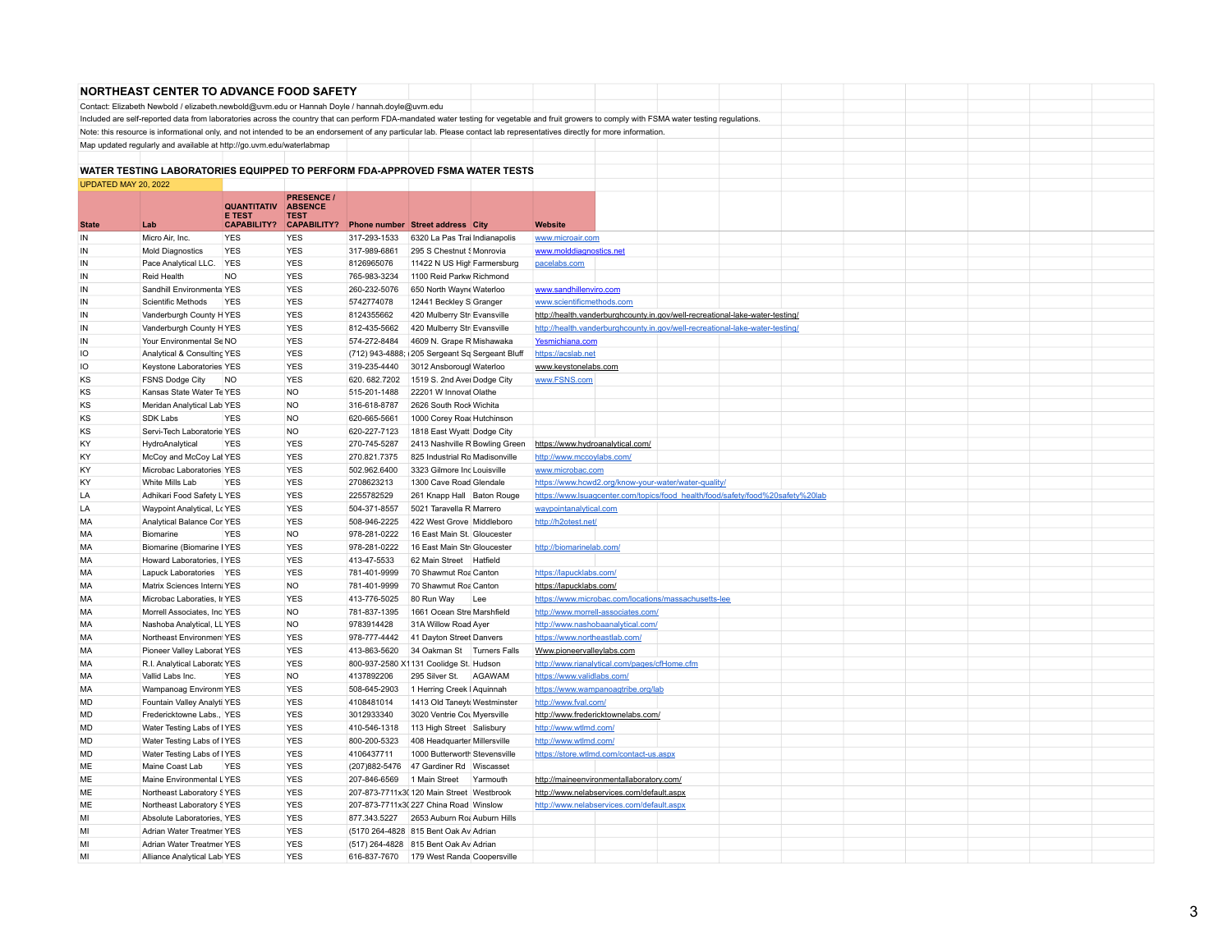## NORTHEAST CENTER TO ADVANCE FOOD SAFETY

Contact: Elizabeth Newbold / elizabeth.newbold@uvm.edu or Hannah Doyle / hannah.doyle@uvm.edu

Included are self-reported data from laboratories across the country that can perform FDA-mandated water testing for vegetable and fruit growers to comply with FSMA water testing regulations.

Note: this resource is informational only, and not intended to be an endorsement of any particular lab. Please contact lab representatives directly for more information.

Map updated regularly and available at http://go.uvm.edu/waterlabmap

### WATER TESTING LABORATORIES EQUIPPED TO PERFORM FDA-APPROVED FSMA WATER TESTS

UPDATED MAY 20, 2022

| State | Lab | QUANTITATIVE TEST CAPABILITY? | PRESENCE / ABSENCE TEST CAPABILITY? | Phone number | Street address | City | Website |
|---|---|---|---|---|---|---|---|
| IN | Micro Air, Inc. | YES | YES | 317-293-1533 | 6320 La Pas Trai | Indianapolis | www.microair.com |
| IN | Mold Diagnostics | YES | YES | 317-989-6861 | 295 S Chestnut S | Monrovia | www.molddiagnostics.net |
| IN | Pace Analytical LLC. | YES | YES | 8126965076 | 11422 N US High | Farmersburg | pacelabs.com |
| IN | Reid Health | NO | YES | 765-983-3234 | 1100 Reid Parkw | Richmond | |
| IN | Sandhill Environmenta | YES | YES | 260-232-5076 | 650 North Wayne | Waterloo | www.sandhillenviro.com |
| IN | Scientific Methods | YES | YES | 5742774078 | 12441 Beckley S | Granger | www.scientificmethods.com |
| IN | Vanderburgh County H | YES | YES | 8124355662 | 420 Mulberry Str | Evansville | http://health.vanderburghcounty.in.gov/well-recreational-lake-water-testing/ |
| IN | Vanderburgh County H | YES | YES | 812-435-5662 | 420 Mulberry Str | Evansville | http://health.vanderburghcounty.in.gov/well-recreational-lake-water-testing/ |
| IN | Your Environmental Se | NO | YES | 574-272-8484 | 4609 N. Grape R | Mishawaka | Yesmichiana.com |
| IO | Analytical & Consulting | YES | YES | (712) 943-4888; | 205 Sergeant Sq | Sergeant Bluff | https://acslab.net |
| IO | Keystone Laboratories | YES | YES | 319-235-4440 | 3012 Ansborougl | Waterloo | www.keystonelabs.com |
| KS | FSNS Dodge City | NO | YES | 620. 682.7202 | 1519 S. 2nd Aver | Dodge City | www.FSNS.com |
| KS | Kansas State Water Te | YES | NO | 515-201-1488 | 22201 W Innovat | Olathe | |
| KS | Meridan Analytical Lab | YES | NO | 316-618-8787 | 2626 South Rock | Wichita | |
| KS | SDK Labs | YES | NO | 620-665-5661 | 1000 Corey Road | Hutchinson | |
| KS | Servi-Tech Laboratorie | YES | NO | 620-227-7123 | 1818 East Wyatt | Dodge City | |
| KY | HydroAnalytical | YES | YES | 270-745-5287 | 2413 Nashville R | Bowling Green | https://www.hydroanalytical.com/ |
| KY | McCoy and McCoy Lat | YES | YES | 270.821.7375 | 825 Industrial Ro | Madisonville | http://www.mccoylabs.com/ |
| KY | Microbac Laboratories | YES | YES | 502.962.6400 | 3323 Gilmore Inc | Louisville | www.microbac.com |
| KY | White Mills Lab | YES | YES | 2708623213 | 1300 Cave Road | Glendale | https://www.hcwd2.org/know-your-water/water-quality/ |
| LA | Adhikari Food Safety L | YES | YES | 2255782529 | 261 Knapp Hall | Baton Rouge | https://www.lsuagcenter.com/topics/food_health/food/safety/food%20safety%20lab |
| LA | Waypoint Analytical, Lc | YES | YES | 504-371-8557 | 5021 Taravella R | Marrero | waypointanalytical.com |
| MA | Analytical Balance Cor | YES | YES | 508-946-2225 | 422 West Grove | Middleboro | http://h2otest.net/ |
| MA | Biomarine | YES | NO | 978-281-0222 | 16 East Main St. | Gloucester | |
| MA | Biomarine (Biomarine I | YES | YES | 978-281-0222 | 16 East Main Str | Gloucester | http://biomarinelab.com/ |
| MA | Howard Laboratories, I | YES | YES | 413-47-5533 | 62 Main Street | Hatfield | |
| MA | Lapuck Laboratories | YES | YES | 781-401-9999 | 70 Shawmut Roa | Canton | https://lapucklabs.com/ |
| MA | Matrix Sciences Interna | YES | NO | 781-401-9999 | 70 Shawmut Roa | Canton | https://lapucklabs.com/ |
| MA | Microbac Laboratories, I | YES | YES | 413-776-5025 | 80 Run Way | Lee | https://www.microbac.com/locations/massachusetts-lee |
| MA | Morrell Associates, Inc | YES | NO | 781-837-1395 | 1661 Ocean Stre | Marshfield | http://www.morrell-associates.com/ |
| MA | Nashoba Analytical, LL | YES | NO | 9783914428 | 31A Willow Road | Ayer | http://www.nashobaanalytical.com/ |
| MA | Northeast Environmen | YES | YES | 978-777-4442 | 41 Dayton Street | Danvers | https://www.northeastlab.com/ |
| MA | Pioneer Valley Laborat | YES | YES | 413-863-5620 | 34 Oakman St | Turners Falls | Www.pioneervalleylabs.com |
| MA | R.I. Analytical Laborato | YES | YES | 800-937-2580 X1 | 131 Coolidge St. | Hudson | http://www.rianalytical.com/pages/cfHome.cfm |
| MA | Vallid Labs Inc. | YES | NO | 4137892206 | 295 Silver St. | AGAWAM | https://www.validlabs.com/ |
| MA | Wampanoag Environm | YES | YES | 508-645-2903 | 1 Herring Creek I | Aquinnah | https://www.wampanoagtribe.org/lab |
| MD | Fountain Valley Analyti | YES | YES | 4108481014 | 1413 Old Taneyt | Westminster | http://www.fval.com/ |
| MD | Fredericktowne Labs., | YES | YES | 3012933340 | 3020 Ventrie Cou | Myersville | http://www.fredericktownelabs.com/ |
| MD | Water Testing Labs of I | YES | YES | 410-546-1318 | 113 High Street | Salisbury | http://www.wtlmd.com/ |
| MD | Water Testing Labs of I | YES | YES | 800-200-5323 | 408 Headquarter | Millersville | http://www.wtlmd.com/ |
| MD | Water Testing Labs of I | YES | YES | 4106437711 | 1000 Butterworth | Stevensville | https://store.wtlmd.com/contact-us.aspx |
| ME | Maine Coast Lab | YES | YES | (207)882-5476 | 47 Gardiner Rd | Wiscasset | |
| ME | Maine Environmental L | YES | YES | 207-846-6569 | 1 Main Street | Yarmouth | http://maineenvironmentallaboratory.com/ |
| ME | Northeast Laboratory S | YES | YES | 207-873-7711x3( | 120 Main Street | Westbrook | http://www.nelabservices.com/default.aspx |
| ME | Northeast Laboratory S | YES | YES | 207-873-7711x3( | 227 China Road | Winslow | http://www.nelabservices.com/default.aspx |
| MI | Absolute Laboratories, | YES | YES | 877.343.5227 | 2653 Auburn Roa | Auburn Hills | |
| MI | Adrian Water Treatmer | YES | YES | (5170 264-4828 | 815 Bent Oak Av | Adrian | |
| MI | Adrian Water Treatmer | YES | YES | (517) 264-4828 | 815 Bent Oak Av | Adrian | |
| MI | Alliance Analytical Lab | YES | YES | 616-837-7670 | 179 West Randa | Coopersville | |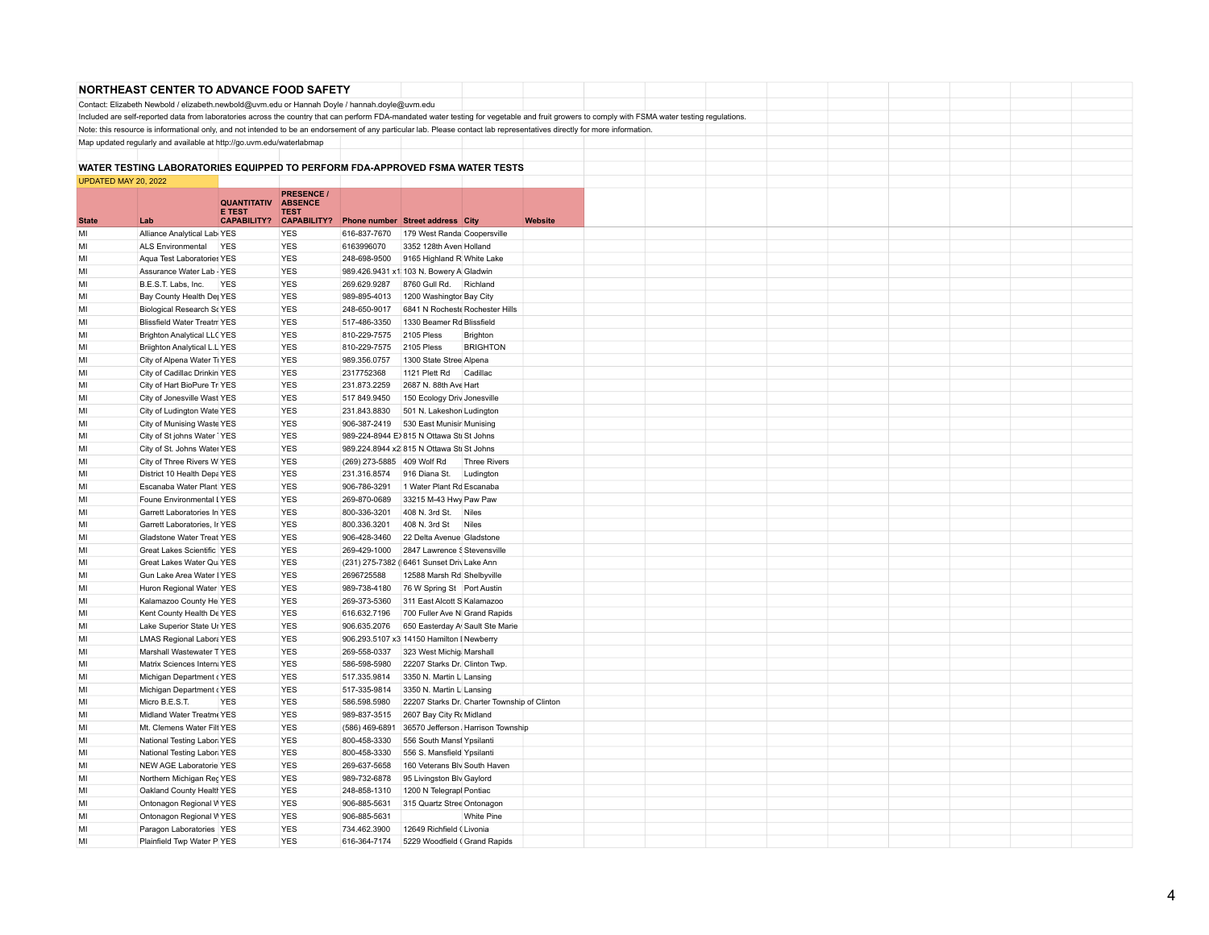## NORTHEAST CENTER TO ADVANCE FOOD SAFETY

Contact: Elizabeth Newbold / elizabeth.newbold@uvm.edu or Hannah Doyle / hannah.doyle@uvm.edu

Included are self-reported data from laboratories across the country that can perform FDA-mandated water testing for vegetable and fruit growers to comply with FSMA water testing regulations.

Note: this resource is informational only, and not intended to be an endorsement of any particular lab. Please contact lab representatives directly for more information.

Map updated regularly and available at http://go.uvm.edu/waterlabmap

## WATER TESTING LABORATORIES EQUIPPED TO PERFORM FDA-APPROVED FSMA WATER TESTS

UPDATED MAY 20, 2022

| State | Lab | QUANTITATIVE TEST CAPABILITY? | PRESENCE / ABSENCE TEST CAPABILITY? | Phone number | Street address | City | Website |
|---|---|---|---|---|---|---|---|
| MI | Alliance Analytical Lab | YES | YES | 616-837-7670 | 179 West Randa | Coopersville | |
| MI | ALS Environmental | YES | YES | 6163996070 | 3352 128th Aven | Holland | |
| MI | Aqua Test Laboratories | YES | YES | 248-698-9500 | 9165 Highland R | White Lake | |
| MI | Assurance Water Lab - | YES | YES | 989.426.9431 x1 | 103 N. Bowery A | Gladwin | |
| MI | B.E.S.T. Labs, Inc. | YES | YES | 269.629.9287 | 8760 Gull Rd. | Richland | |
| MI | Bay County Health Dep | YES | YES | 989-895-4013 | 1200 Washington | Bay City | |
| MI | Biological Research Sc | YES | YES | 248-650-9017 | 6841 N Rocheste | Rochester Hills | |
| MI | Blissfield Water Treatm | YES | YES | 517-486-3350 | 1330 Beamer Rd | Blissfield | |
| MI | Brighton Analytical LLC | YES | YES | 810-229-7575 | 2105 Pless | Brighton | |
| MI | Briighton Analytical L.L | YES | YES | 810-229-7575 | 2105 Pless | BRIGHTON | |
| MI | City of Alpena Water Tr | YES | YES | 989.356.0757 | 1300 State Stree | Alpena | |
| MI | City of Cadillac Drinkin | YES | YES | 2317752368 | 1121 Plett Rd | Cadillac | |
| MI | City of Hart BioPure Tr | YES | YES | 231.873.2259 | 2687 N. 88th Ave | Hart | |
| MI | City of Jonesville Wast | YES | YES | 517 849.9450 | 150 Ecology Driv | Jonesville | |
| MI | City of Ludington Wate | YES | YES | 231.843.8830 | 501 N. Lakeshor | Ludington | |
| MI | City of Munising Waste | YES | YES | 906-387-2419 | 530 East Munisir | Munising | |
| MI | City of St johns Water | YES | YES | 989-224-8944 E | 815 N Ottawa St | St Johns | |
| MI | City of St. Johns Water | YES | YES | 989.224.8944 x2 | 815 N Ottawa St | St Johns | |
| MI | City of Three Rivers W | YES | YES | (269) 273-5885 | 409 Wolf Rd | Three Rivers | |
| MI | District 10 Health Depa | YES | YES | 231.316.8574 | 916 Diana St. | Ludington | |
| MI | Escanaba Water Plant | YES | YES | 906-786-3291 | 1 Water Plant Rd | Escanaba | |
| MI | Foune Environmental L | YES | YES | 269-870-0689 | 33215 M-43 Hwy | Paw Paw | |
| MI | Garrett Laboratories In | YES | YES | 800-336-3201 | 408 N. 3rd St. | Niles | |
| MI | Garrett Laboratories, Ir | YES | YES | 800.336.3201 | 408 N. 3rd St | Niles | |
| MI | Gladstone Water Treat | YES | YES | 906-428-3460 | 22 Delta Avenue | Gladstone | |
| MI | Great Lakes Scientific | YES | YES | 269-429-1000 | 2847 Lawrence S | Stevensville | |
| MI | Great Lakes Water Qu | YES | YES | (231) 275-7382 ( | 6461 Sunset Driv | Lake Ann | |
| MI | Gun Lake Area Water I | YES | YES | 2696725588 | 12588 Marsh Rd | Shelbyville | |
| MI | Huron Regional Water | YES | YES | 989-738-4180 | 76 W Spring St | Port Austin | |
| MI | Kalamazoo County He | YES | YES | 269-373-5360 | 311 East Alcott S | Kalamazoo | |
| MI | Kent County Health De | YES | YES | 616.632.7196 | 700 Fuller Ave N | Grand Rapids | |
| MI | Lake Superior State Ur | YES | YES | 906.635.2076 | 650 Easterday A | Sault Ste Marie | |
| MI | LMAS Regional Labora | YES | YES | 906.293.5107 x3 | 14150 Hamilton I | Newberry | |
| MI | Marshall Wastewater T | YES | YES | 269-558-0337 | 323 West Michig | Marshall | |
| MI | Matrix Sciences Intern | YES | YES | 586-598-5980 | 22207 Starks Dr. | Clinton Twp. | |
| MI | Michigan Department | YES | YES | 517.335.9814 | 3350 N. Martin L | Lansing | |
| MI | Michigan Department | YES | YES | 517-335-9814 | 3350 N. Martin L | Lansing | |
| MI | Micro B.E.S.T. | YES | YES | 586.598.5980 | 22207 Starks Dr. | Charter Township of Clinton | |
| MI | Midland Water Treatme | YES | YES | 989-837-3515 | 2607 Bay City Ro | Midland | |
| MI | Mt. Clemens Water Filt | YES | YES | (586) 469-6891 | 36570 Jefferson | Harrison Township | |
| MI | National Testing Labor | YES | YES | 800-458-3330 | 556 South Mansf | Ypsilanti | |
| MI | National Testing Labor | YES | YES | 800-458-3330 | 556 S. Mansfield | Ypsilanti | |
| MI | NEW AGE Laboratorie | YES | YES | 269-637-5658 | 160 Veterans Blv | South Haven | |
| MI | Northern Michigan Reg | YES | YES | 989-732-6878 | 95 Livingston Blv | Gaylord | |
| MI | Oakland County Health | YES | YES | 248-858-1310 | 1200 N Telegrapl | Pontiac | |
| MI | Ontonagon Regional W | YES | YES | 906-885-5631 | 315 Quartz Stree | Ontonagon | |
| MI | Ontonagon Regional W | YES | YES | 906-885-5631 | | White Pine | |
| MI | Paragon Laboratories | YES | YES | 734.462.3900 | 12649 Richfield ( | Livonia | |
| MI | Plainfield Twp Water P | YES | YES | 616-364-7174 | 5229 Woodfield ( | Grand Rapids | |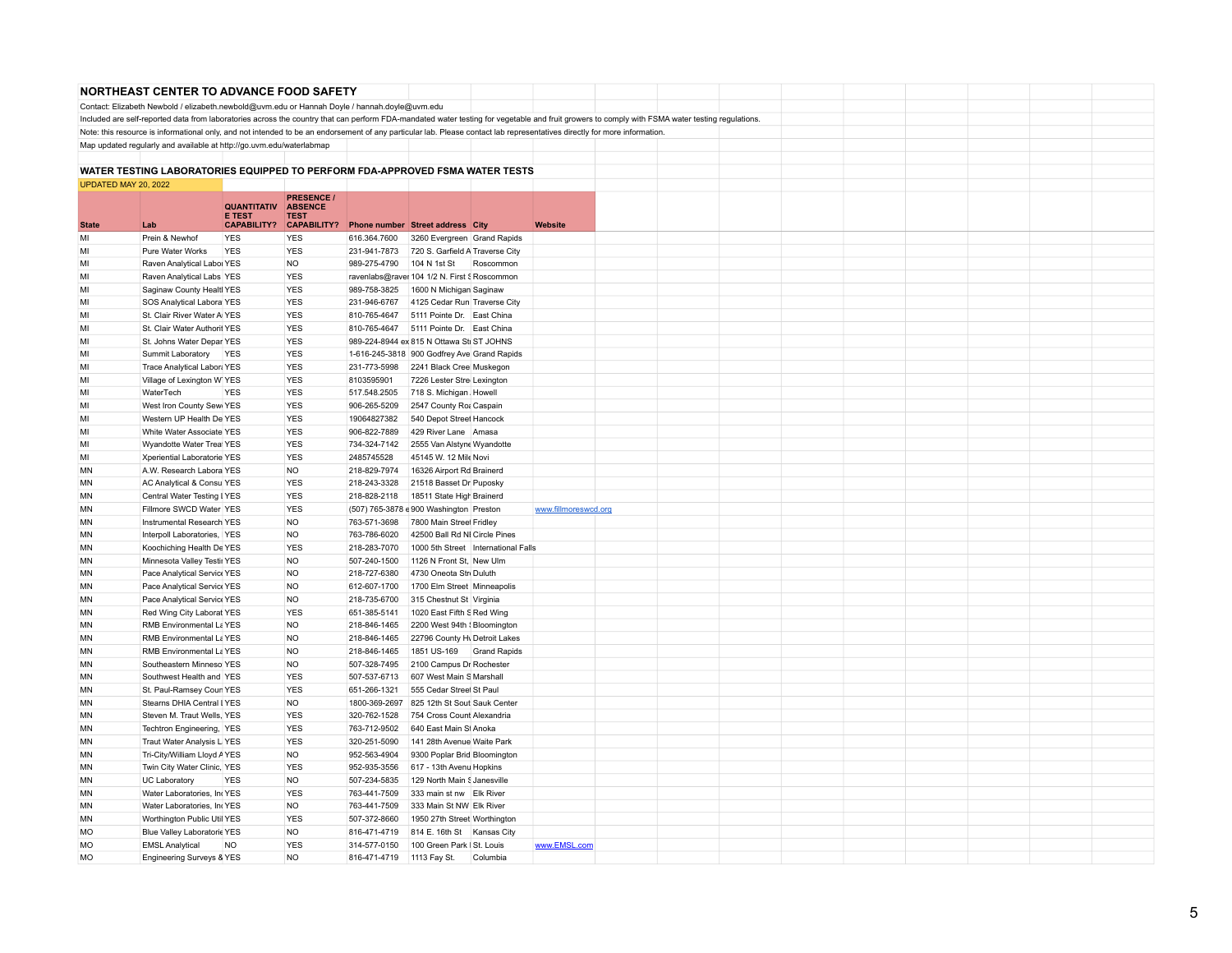## NORTHEAST CENTER TO ADVANCE FOOD SAFETY

Contact: Elizabeth Newbold / elizabeth.newbold@uvm.edu or Hannah Doyle / hannah.doyle@uvm.edu

Included are self-reported data from laboratories across the country that can perform FDA-mandated water testing for vegetable and fruit growers to comply with FSMA water testing regulations.

Note: this resource is informational only, and not intended to be an endorsement of any particular lab. Please contact lab representatives directly for more information.

Map updated regularly and available at http://go.uvm.edu/waterlabmap

## WATER TESTING LABORATORIES EQUIPPED TO PERFORM FDA-APPROVED FSMA WATER TESTS

UPDATED MAY 20, 2022

| State | Lab | QUANTITATIVE TEST CAPABILITY? | PRESENCE / ABSENCE TEST CAPABILITY? | Phone number | Street address | City | Website |
|---|---|---|---|---|---|---|---|
| MI | Prein & Newhof | YES | YES | 616.364.7600 | 3260 Evergreen | Grand Rapids | |
| MI | Pure Water Works | YES | YES | 231-941-7873 | 720 S. Garfield A | Traverse City | |
| MI | Raven Analytical Labo | YES | NO | 989-275-4790 | 104 N 1st St | Roscommon | |
| MI | Raven Analytical Labs | YES | YES | ravenlabs@raver | 104 1/2 N. First S | Roscommon | |
| MI | Saginaw County Health | YES | YES | 989-758-3825 | 1600 N Michigan | Saginaw | |
| MI | SOS Analytical Labora | YES | YES | 231-946-6767 | 4125 Cedar Run | Traverse City | |
| MI | St. Clair River Water A | YES | YES | 810-765-4647 | 5111 Pointe Dr. | East China | |
| MI | St. Clair Water Authorit | YES | YES | 810-765-4647 | 5111 Pointe Dr. | East China | |
| MI | St. Johns Water Depar | YES | YES | 989-224-8944 ex | 815 N Ottawa St | ST JOHNS | |
| MI | Summit Laboratory | YES | YES | 1-616-245-3818 | 900 Godfrey Ave | Grand Rapids | |
| MI | Trace Analytical Labora | YES | YES | 231-773-5998 | 2241 Black Cree | Muskegon | |
| MI | Village of Lexington W | YES | YES | 8103595901 | 7226 Lester Stre | Lexington | |
| MI | WaterTech | YES | YES | 517.548.2505 | 718 S. Michigan | Howell | |
| MI | West Iron County Sew | YES | YES | 906-265-5209 | 2547 County Roa | Caspain | |
| MI | Western UP Health De | YES | YES | 19064827382 | 540 Depot Street | Hancock | |
| MI | White Water Associate | YES | YES | 906-822-7889 | 429 River Lane | Amasa | |
| MI | Wyandotte Water Trea | YES | YES | 734-324-7142 | 2555 Van Alstyne | Wyandotte | |
| MI | Xperiential Laboratorie | YES | YES | 2485745528 | 45145 W. 12 Mile | Novi | |
| MN | A.W. Research Labora | YES | NO | 218-829-7974 | 16326 Airport Rd | Brainerd | |
| MN | AC Analytical & Consu | YES | YES | 218-243-3328 | 21518 Basset Dr | Puposky | |
| MN | Central Water Testing | YES | YES | 218-828-2118 | 18511 State High | Brainerd | |
| MN | Fillmore SWCD Water | YES | YES | (507) 765-3878 e | 900 Washington | Preston | www.fillmoreswcd.org |
| MN | Instrumental Research | YES | NO | 763-571-3698 | 7800 Main Street | Fridley | |
| MN | Interpoll Laboratories, | YES | NO | 763-786-6020 | 42500 Ball Rd NI | Circle Pines | |
| MN | Koochiching Health De | YES | YES | 218-283-7070 | 1000 5th Street | International Falls | |
| MN | Minnesota Valley Testi | YES | NO | 507-240-1500 | 1126 N Front St, | New Ulm | |
| MN | Pace Analytical Servic | YES | NO | 218-727-6380 | 4730 Oneota Str | Duluth | |
| MN | Pace Analytical Servic | YES | NO | 612-607-1700 | 1700 Elm Street | Minneapolis | |
| MN | Pace Analytical Servic | YES | NO | 218-735-6700 | 315 Chestnut St | Virginia | |
| MN | Red Wing City Laborat | YES | YES | 651-385-5141 | 1020 East Fifth S | Red Wing | |
| MN | RMB Environmental La | YES | NO | 218-846-1465 | 2200 West 94th S | Bloomington | |
| MN | RMB Environmental La | YES | NO | 218-846-1465 | 22796 County Hw | Detroit Lakes | |
| MN | RMB Environmental La | YES | NO | 218-846-1465 | 1851 US-169 | Grand Rapids | |
| MN | Southeastern Minneso | YES | NO | 507-328-7495 | 2100 Campus Dr | Rochester | |
| MN | Southwest Health and | YES | YES | 507-537-6713 | 607 West Main S | Marshall | |
| MN | St. Paul-Ramsey Coun | YES | YES | 651-266-1321 | 555 Cedar Street | St Paul | |
| MN | Stearns DHIA Central | YES | NO | 1800-369-2697 | 825 12th St Sout | Sauk Center | |
| MN | Steven M. Traut Wells, | YES | YES | 320-762-1528 | 754 Cross Count | Alexandria | |
| MN | Techtron Engineering, | YES | YES | 763-712-9502 | 640 East Main S | Anoka | |
| MN | Traut Water Analysis L | YES | YES | 320-251-5090 | 141 28th Avenue | Waite Park | |
| MN | Tri-City/William Lloyd A | YES | NO | 952-563-4904 | 9300 Poplar Brid | Bloomington | |
| MN | Twin City Water Clinic, | YES | YES | 952-935-3556 | 617 - 13th Avenu | Hopkins | |
| MN | UC Laboratory | YES | NO | 507-234-5835 | 129 North Main S | Janesville | |
| MN | Water Laboratories, In | YES | YES | 763-441-7509 | 333 main st nw | Elk River | |
| MN | Water Laboratories, In | YES | NO | 763-441-7509 | 333 Main St NW | Elk River | |
| MN | Worthington Public Util | YES | YES | 507-372-8660 | 1950 27th Street | Worthington | |
| MO | Blue Valley Laboratorie | YES | NO | 816-471-4719 | 814 E. 16th St | Kansas City | |
| MO | EMSL Analytical | NO | YES | 314-577-0150 | 100 Green Park | St. Louis | www.EMSL.com |
| MO | Engineering Surveys & | YES | NO | 816-471-4719 | 1113 Fay St. | Columbia | |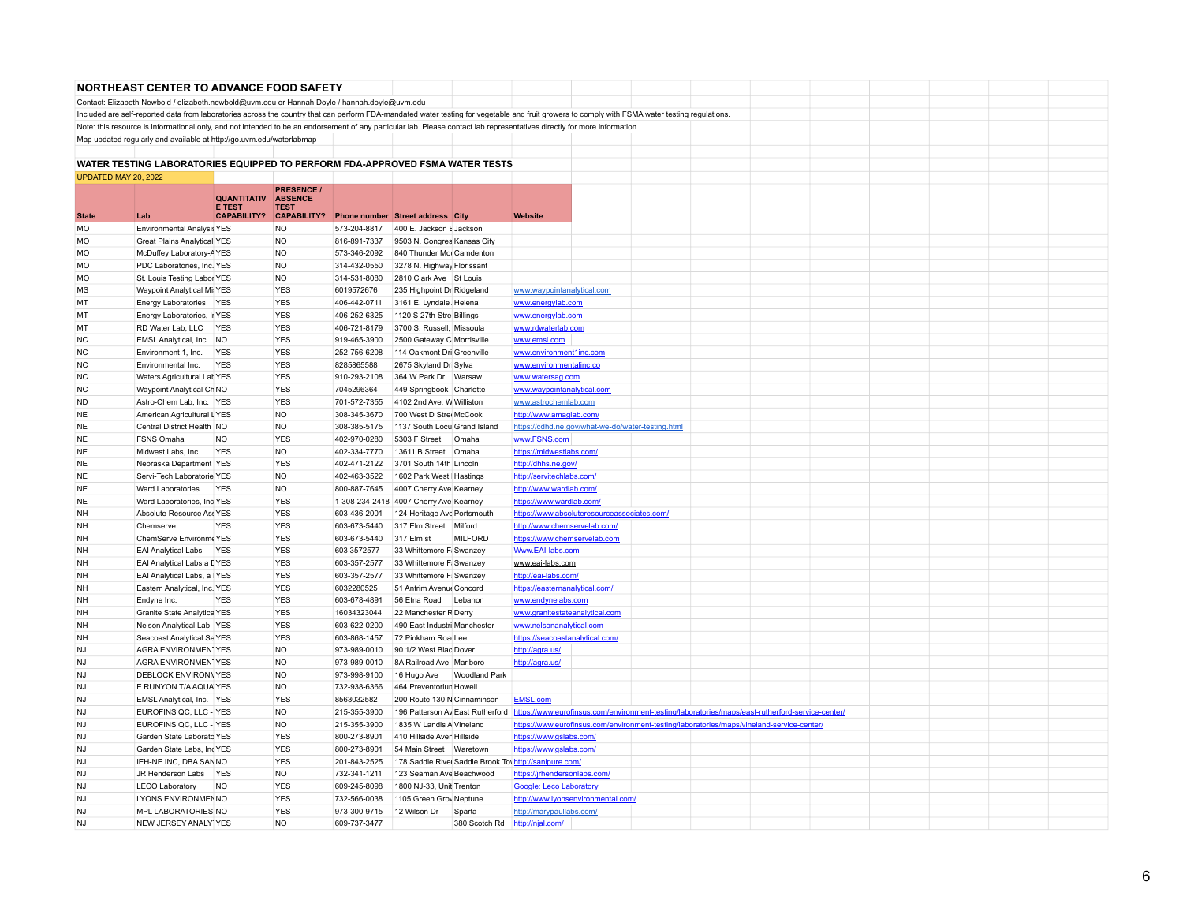## NORTHEAST CENTER TO ADVANCE FOOD SAFETY

Contact: Elizabeth Newbold / elizabeth.newbold@uvm.edu or Hannah Doyle / hannah.doyle@uvm.edu

Included are self-reported data from laboratories across the country that can perform FDA-mandated water testing for vegetable and fruit growers to comply with FSMA water testing regulations.

Note: this resource is informational only, and not intended to be an endorsement of any particular lab. Please contact lab representatives directly for more information.

Map updated regularly and available at http://go.uvm.edu/waterlabmap

## WATER TESTING LABORATORIES EQUIPPED TO PERFORM FDA-APPROVED FSMA WATER TESTS

UPDATED MAY 20, 2022

| State | Lab | QUANTITATIVE TEST CAPABILITY? | PRESENCE / ABSENCE TEST CAPABILITY? | Phone number | Street address | City | Website |
|---|---|---|---|---|---|---|---|
| MO | Environmental Analysis | YES | NO | 573-204-8817 | 400 E. Jackson E | Jackson | |
| MO | Great Plains Analytical | YES | NO | 816-891-7337 | 9503 N. Congres | Kansas City | |
| MO | McDuffey Laboratory-A | YES | NO | 573-346-2092 | 840 Thunder Mo | Camdenton | |
| MO | PDC Laboratories, Inc. | YES | NO | 314-432-0550 | 3278 N. Highway | Florissant | |
| MO | St. Louis Testing Labor | YES | NO | 314-531-8080 | 2810 Clark Ave | St Louis | |
| MS | Waypoint Analytical Mi | YES | YES | 6019572676 | 235 Highpoint Dr | Ridgeland | www.waypointanalytical.com |
| MT | Energy Laboratories | YES | YES | 406-442-0711 | 3161 E. Lyndale | Helena | www.energylab.com |
| MT | Energy Laboratories, In | YES | YES | 406-252-6325 | 1120 S 27th Stre | Billings | www.energylab.com |
| MT | RD Water Lab, LLC | YES | YES | 406-721-8179 | 3700 S. Russell, | Missoula | www.rdwaterlab.com |
| NC | EMSL Analytical, Inc. | NO | YES | 919-465-3900 | 2500 Gateway C | Morrisville | www.emsl.com |
| NC | Environment 1, Inc. | YES | YES | 252-756-6208 | 114 Oakmont Dri | Greenville | www.environment1inc.com |
| NC | Environmental Inc. | YES | YES | 8285865588 | 2675 Skyland Dr | Sylva | www.environmentalinc.co |
| NC | Waters Agricultural Lab | YES | YES | 910-293-2108 | 364 W Park Dr | Warsaw | www.watersag.com |
| NC | Waypoint Analytical Ch | NO | YES | 7045296364 | 449 Springbook | Charlotte | www.waypointanalytical.com |
| ND | Astro-Chem Lab, Inc. | YES | YES | 701-572-7355 | 4102 2nd Ave. W | Williston | www.astrochemlab.com |
| NE | American Agricultural L | YES | NO | 308-345-3670 | 700 West D Stre | McCook | http://www.amaglab.com/ |
| NE | Central District Health | NO | NO | 308-385-5175 | 1137 South Locu | Grand Island | https://cdhd.ne.gov/what-we-do/water-testing.html |
| NE | FSNS Omaha | NO | YES | 402-970-0280 | 5303 F Street | Omaha | www.FSNS.com |
| NE | Midwest Labs, Inc. | YES | NO | 402-334-7770 | 13611 B Street | Omaha | https://midwestlabs.com/ |
| NE | Nebraska Department | YES | YES | 402-471-2122 | 3701 South 14th | Lincoln | http://dhhs.ne.gov/ |
| NE | Servi-Tech Laboratorie | YES | NO | 402-463-3522 | 1602 Park West | Hastings | http://servitechlabs.com/ |
| NE | Ward Laboratories | YES | NO | 800-887-7645 | 4007 Cherry Ave | Kearney | http://www.wardlab.com/ |
| NE | Ward Laboratories, Inc | YES | YES | 1-308-234-2418 | 4007 Cherry Ave | Kearney | https://www.wardlab.com/ |
| NH | Absolute Resource Ass | YES | YES | 603-436-2001 | 124 Heritage Ave | Portsmouth | https://www.absoluteresourceassociates.com/ |
| NH | Chemserve | YES | YES | 603-673-5440 | 317 Elm Street | Milford | http://www.chemservelab.com/ |
| NH | ChemServe Environme | YES | YES | 603-673-5440 | 317 Elm st | MILFORD | https://www.chemservelab.com |
| NH | EAI Analytical Labs | YES | YES | 603 3572577 | 33 Whittemore F | Swanzey | Www.EAI-labs.com |
| NH | EAI Analytical Labs a D | YES | YES | 603-357-2577 | 33 Whittemore F | Swanzey | www.eai-labs.com |
| NH | EAI Analytical Labs, a | YES | YES | 603-357-2577 | 33 Whittemore F | Swanzey | http://eai-labs.com/ |
| NH | Eastern Analytical, Inc. | YES | YES | 6032280525 | 51 Antrim Avenue | Concord | https://easternanalytical.com/ |
| NH | Endyne Inc. | YES | YES | 603-678-4891 | 56 Etna Road | Lebanon | www.endynelabs.com |
| NH | Granite State Analytica | YES | YES | 16034323044 | 22 Manchester R | Derry | www.granitestateanalytical.com |
| NH | Nelson Analytical Lab | YES | YES | 603-622-0200 | 490 East Industri | Manchester | www.nelsonanalytical.com |
| NH | Seacoast Analytical Se | YES | YES | 603-868-1457 | 72 Pinkham Roa | Lee | https://seacoastanalytical.com/ |
| NJ | AGRA ENVIRONMENT | YES | NO | 973-989-0010 | 90 1/2 West Blac | Dover | http://agra.us/ |
| NJ | AGRA ENVIRONMENT | YES | NO | 973-989-0010 | 8A Railroad Ave | Marlboro | http://agra.us/ |
| NJ | DEBLOCK ENVIRONM | YES | NO | 973-998-9100 | 16 Hugo Ave | Woodland Park | |
| NJ | E RUNYON T/A AQUA | YES | NO | 732-938-6366 | 464 Preventoriun | Howell | |
| NJ | EMSL Analytical, Inc. | YES | YES | 8563032582 | 200 Route 130 N | Cinnaminson | EMSL.com |
| NJ | EUROFINS QC, LLC - | YES | NO | 215-355-3900 | 196 Patterson Av | East Rutherford | https://www.eurofinsus.com/environment-testing/laboratories/maps/east-rutherford-service-center/ |
| NJ | EUROFINS QC, LLC - | YES | NO | 215-355-3900 | 1835 W Landis A | Vineland | https://www.eurofinsus.com/environment-testing/laboratories/maps/vineland-service-center/ |
| NJ | Garden State Laborato | YES | YES | 800-273-8901 | 410 Hillside Aver | Hillside | https://www.gslabs.com/ |
| NJ | Garden State Labs, Inc | YES | YES | 800-273-8901 | 54 Main Street | Waretown | https://www.gslabs.com/ |
| NJ | IEH-NE INC, DBA SAN | NO | YES | 201-843-2525 | 178 Saddle River | Saddle Brook Tov | http://sanipure.com/ |
| NJ | JR Henderson Labs | YES | NO | 732-341-1211 | 123 Seaman Ave | Beachwood | https://jrhendersonlabs.com/ |
| NJ | LECO Laboratory | NO | YES | 609-245-8098 | 1800 NJ-33, Unit | Trenton | Google: Leco Laboratory |
| NJ | LYONS ENVIRONMEN | NO | YES | 732-566-0038 | 1105 Green Grov | Neptune | http://www.lyonsenvironmental.com/ |
| NJ | MPL LABORATORIES | NO | YES | 973-300-9715 | 12 Wilson Dr | Sparta | http://marypaullabs.com/ |
| NJ | NEW JERSEY ANALY | YES | NO | 609-737-3477 | | 380 Scotch Rd | http://njal.com/ |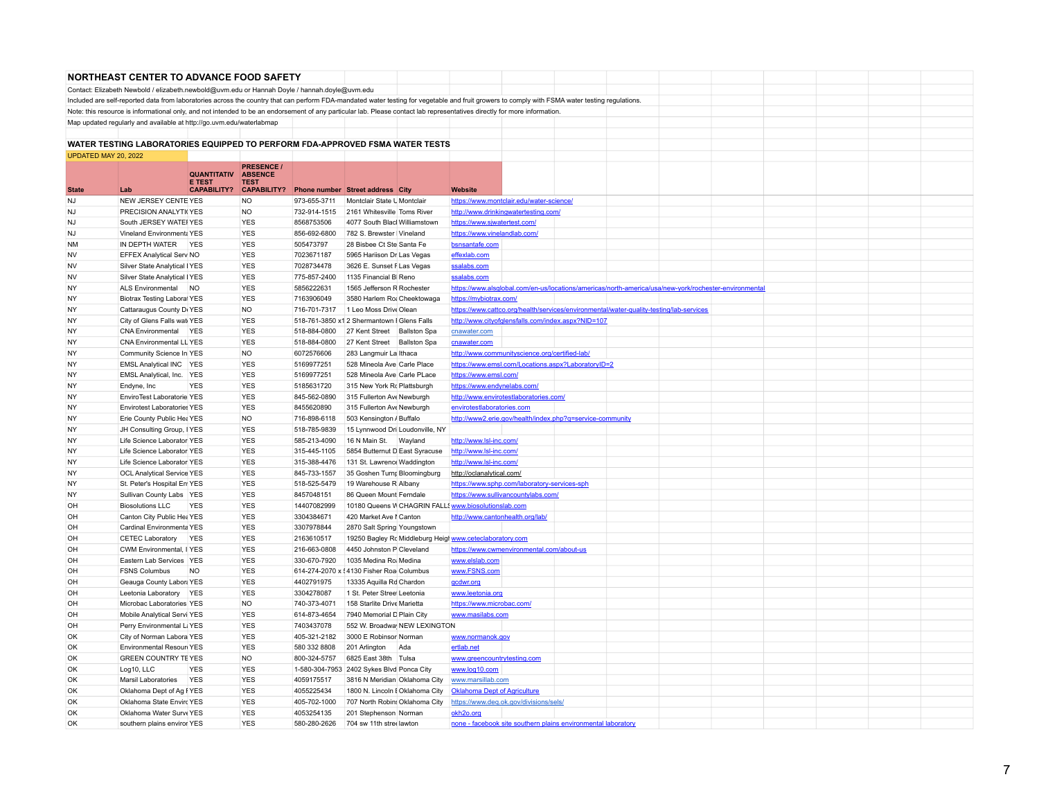## NORTHEAST CENTER TO ADVANCE FOOD SAFETY

Contact: Elizabeth Newbold / elizabeth.newbold@uvm.edu or Hannah Doyle / hannah.doyle@uvm.edu

Included are self-reported data from laboratories across the country that can perform FDA-mandated water testing for vegetable and fruit growers to comply with FSMA water testing regulations.

Note: this resource is informational only, and not intended to be an endorsement of any particular lab. Please contact lab representatives directly for more information.

Map updated regularly and available at http://go.uvm.edu/waterlabmap

### WATER TESTING LABORATORIES EQUIPPED TO PERFORM FDA-APPROVED FSMA WATER TESTS

UPDATED MAY 20, 2022

| State | Lab | QUANTITATIVE TEST CAPABILITY? | PRESENCE / ABSENCE TEST CAPABILITY? | Phone number | Street address | City | Website |
|---|---|---|---|---|---|---|---|
| NJ | NEW JERSEY CENTE | YES | NO | 973-655-3711 | Montclair State U | Montclair | https://www.montclair.edu/water-science/ |
| NJ | PRECISION ANALYTI | YES | NO | 732-914-1515 | 2161 Whitesville | Toms River | http://www.drinkingwatertesting.com/ |
| NJ | South JERSEY WATEI | YES | YES | 8568753506 | 4077 South Blacl | Williamstown | https://www.sjwatertest.com/ |
| NJ | Vineland Environmenta | YES | YES | 856-692-6800 | 782 S. Brewster | Vineland | https://www.vinelandlab.com/ |
| NM | IN DEPTH WATER | YES | YES | 505473797 | 28 Bisbee Ct Ste | Santa Fe | bsnsantafe.com |
| NV | EFFEX Analytical Serv | NO | YES | 7023671187 | 5965 Hariison Dr | Las Vegas | effexlab.com |
| NV | Silver State Analytical I | YES | YES | 7028734478 | 3626 E. Sunset F | Las Vegas | ssalabs.com |
| NV | Silver State Analytical I | YES | YES | 775-857-2400 | 1135 Financial Bl | Reno | ssalabs.com |
| NY | ALS Environmental | NO | YES | 5856222631 | 1565 Jefferson R | Rochester | https://www.alsglobal.com/en-us/locations/americas/north-america/usa/new-york/rochester-environmental |
| NY | Biotrax Testing Labora | YES | YES | 7163906049 | 3580 Harlem Roa | Cheektowaga | https://mybiotrax.com/ |
| NY | Cattaraugus County D | YES | NO | 716-701-7317 | 1 Leo Moss Drive | Olean | https://www.cattco.org/health/services/environmental/water-quality-testing/lab-services |
| NY | City of Glens Falls wat | YES | YES | 518-761-3850 x1 | 2 Shermantown I | Glens Falls | http://www.cityofglensfalls.com/index.aspx?NID=107 |
| NY | CNA Environmental | YES | YES | 518-884-0800 | 27 Kent Street | Ballston Spa | cnawater.com |
| NY | CNA Environmental LL | YES | YES | 518-884-0800 | 27 Kent Street | Ballston Spa | cnawater.com |
| NY | Community Science In | YES | NO | 6072576606 | 283 Langmuir La | Ithaca | http://www.communityscience.org/certified-lab/ |
| NY | EMSL Analytical INC | YES | YES | 5169977251 | 528 Mineola Ave | Carle Place | https://www.emsl.com/Locations.aspx?LaboratoryID=2 |
| NY | EMSL Analytical, Inc. | YES | YES | 5169977251 | 528 Mineola Ave | Carle PLace | https://www.emsl.com/ |
| NY | Endyne, Inc | YES | YES | 5185631720 | 315 New York Rc | Plattsburgh | https://www.endynelabs.com/ |
| NY | EnviroTest Laboratorie | YES | YES | 845-562-0890 | 315 Fullerton Ave | Newburgh | http://www.envirotestlaboratories.com/ |
| NY | Envirotest Laboratories | YES | YES | 8455620890 | 315 Fullerton Ave | Newburgh | envirotestlaboratories.com |
| NY | Erie County Public Hea | YES | NO | 716-898-6118 | 503 Kensington / | Buffalo | http://www2.erie.gov/health/index.php?q=service-community |
| NY | JH Consulting Group, I | YES | YES | 518-785-9839 | 15 Lynnwood Dri | Loudonville, NY | |
| NY | Life Science Laborator | YES | YES | 585-213-4090 | 16 N Main St. | Wayland | http://www.lsl-inc.com/ |
| NY | Life Science Laborator | YES | YES | 315-445-1105 | 5854 Butternut D | East Syracuse | http://www.lsl-inc.com/ |
| NY | Life Science Laborator | YES | YES | 315-388-4476 | 131 St. Lawrence | Waddington | http://www.lsl-inc.com/ |
| NY | OCL Analytical Service | YES | YES | 845-733-1557 | 35 Goshen Turnp | Bloomingburg | http://oclanalytical.com/ |
| NY | St. Peter's Hospital En | YES | YES | 518-525-5479 | 19 Warehouse R | Albany | https://www.sphp.com/laboratory-services-sph |
| NY | Sullivan County Labs | YES | YES | 8457048151 | 86 Queen Mount | Ferndale | https://www.sullivancountylabs.com/ |
| OH | Biosolutions LLC | YES | YES | 14407082999 | 10180 Queens W | CHAGRIN FALLS | www.biosolutionslab.com |
| OH | Canton City Public Hea | YES | YES | 3304384671 | 420 Market Ave I | Canton | http://www.cantonhealth.org/lab/ |
| OH | Cardinal Environmenta | YES | YES | 3307978844 | 2870 Salt Spring | Youngstown | |
| OH | CETEC Laboratory | YES | YES | 2163610517 | 19250 Bagley Rc | Middleburg Heigh | www.ceteclaboratory.com |
| OH | CWM Environmental, I | YES | YES | 216-663-0808 | 4450 Johnston P | Cleveland | https://www.cwmenvironmental.com/about-us |
| OH | Eastern Lab Services | YES | YES | 330-670-7920 | 1035 Medina Roa | Medina | www.elslab.com |
| OH | FSNS Columbus | NO | YES | 614-274-2070 x | 4130 Fisher Roa | Columbus | www.FSNS.com |
| OH | Geauga County Labora | YES | YES | 4402791975 | 13335 Aquilla Rd | Chardon | gcdwr.org |
| OH | Leetonia Laboratory | YES | YES | 3304278087 | 1 St. Peter Stree | Leetonia | www.leetonia.org |
| OH | Microbac Laboratories | YES | NO | 740-373-4071 | 158 Starlite Drive | Marietta | https://www.microbac.com/ |
| OH | Mobile Analytical Servi | YES | YES | 614-873-4654 | 7940 Memorial D | Plain City | www.masilabs.com |
| OH | Perry Environmental La | YES | YES | 7403437078 | 552 W. Broadway | NEW LEXINGTON | |
| OK | City of Norman Labora | YES | YES | 405-321-2182 | 3000 E Robinson | Norman | www.normanok.gov |
| OK | Environmental Resour | YES | YES | 580 332 8808 | 201 Arlington | Ada | ertlab.net |
| OK | GREEN COUNTRY TE | YES | NO | 800-324-5757 | 6825 East 38th | Tulsa | www.greencountrytesting.com |
| OK | Log10, LLC | YES | YES | 1-580-304-7953 | 2402 Sykes Blvd | Ponca City | www.log10.com |
| OK | Marsil Laboratories | YES | YES | 4059175517 | 3816 N Meridian | Oklahoma City | www.marsillab.com |
| OK | Oklahoma Dept of Ag F | YES | YES | 4055225434 | 1800 N. Lincoln E | Oklahoma City | Oklahoma Dept of Agriculture |
| OK | Oklahoma State Envir | YES | YES | 405-702-1000 | 707 North Robins | Oklahoma City | https://www.deq.ok.gov/divisions/sels/ |
| OK | Oklahoma Water Surve | YES | YES | 4053254135 | 201 Stephenson | Norman | okh2o.org |
| OK | southern plains enviror | YES | YES | 580-280-2626 | 704 sw 11th stre | lawton | none - facebook site southern plains environmental laboratory |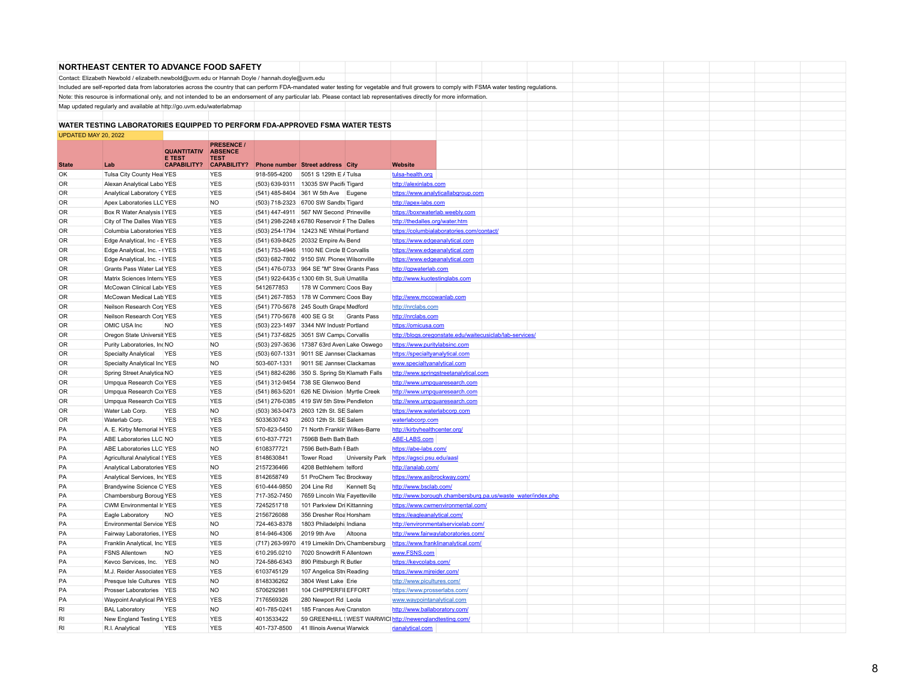# NORTHEAST CENTER TO ADVANCE FOOD SAFETY

Contact: Elizabeth Newbold / elizabeth.newbold@uvm.edu or Hannah Doyle / hannah.doyle@uvm.edu

Included are self-reported data from laboratories across the country that can perform FDA-mandated water testing for vegetable and fruit growers to comply with FSMA water testing regulations.

Note: this resource is informational only, and not intended to be an endorsement of any particular lab. Please contact lab representatives directly for more information.

Map updated regularly and available at http://go.uvm.edu/waterlabmap

## WATER TESTING LABORATORIES EQUIPPED TO PERFORM FDA-APPROVED FSMA WATER TESTS

UPDATED MAY 20, 2022

| State | Lab | QUANTITATIVE TEST CAPABILITY? | PRESENCE / ABSENCE TEST CAPABILITY? | Phone number | Street address | City | Website |
|---|---|---|---|---|---|---|---|
| OK | Tulsa City County Heal | YES | YES | 918-595-4200 | 5051 S 129th E A | Tulsa | tulsa-health.org |
| OR | Alexan Analytical Labo | YES | YES | (503) 639-9311 | 13035 SW Pacifi | Tigard | http://alexinlabs.com |
| OR | Analytical Laboratory C | YES | YES | (541) 485-8404 | 361 W 5th Ave | Eugene | https://www.analyticallabgroup.com |
| OR | Apex Laboratories LLC | YES | NO | (503) 718-2323 | 6700 SW Sandb | Tigard | http://apex-labs.com |
| OR | Box R Water Analysis I | YES | YES | (541) 447-4911 | 567 NW Second | Prineville | https://boxrwaterlab.weebly.com |
| OR | City of The Dalles Wat | YES | YES | (541) 298-2248 x | 6780 Reservoir F | The Dalles | http://thedalles.org/water.htm |
| OR | Columbia Laboratories | YES | YES | (503) 254-1794 | 12423 NE Whital | Portland | https://columbialaboratories.com/contact/ |
| OR | Edge Analytical, Inc - E | YES | YES | (541) 639-8425 | 20332 Empire Av | Bend | https://www.edgeanalytical.com |
| OR | Edge Analytical, Inc. - ( | YES | YES | (541) 753-4946 | 1100 NE Circle B | Corvallis | https://www.edgeanalytical.com |
| OR | Edge Analytical, Inc. - I | YES | YES | (503) 682-7802 | 9150 SW. Pionee | Wilsonville | https://www.edgeanalytical.com |
| OR | Grants Pass Water Lat | YES | YES | (541) 476-0733 | 964 SE "M" Stree | Grants Pass | http://gpwaterlab.com |
| OR | Matrix Sciences Intern | YES | YES | (541) 922-6435 c | 1300 6th St, Suit | Umatilla | http://www.kuotestinglabs.com |
| OR | McCowan Clinical Lab | YES | YES | 5412677853 | 178 W Commerc | Coos Bay | |
| OR | McCowan Medical Lab | YES | YES | (541) 267-7853 | 178 W Commerc | Coos Bay | http://www.mccowanlab.com |
| OR | Neilson Research Corp | YES | YES | (541) 770-5678 | 245 South Grape | Medford | http://nrclabs.com |
| OR | Neilson Research Corp | YES | YES | (541) 770-5678 | 400 SE G St | Grants Pass | http://nrclabs.com |
| OR | OMIC USA Inc | NO | YES | (503) 223-1497 | 3344 NW Industr | Portland | https://omicusa.com |
| OR | Oregon State Universit | YES | YES | (541) 737-6825 | 3051 SW Campu | Corvallis | http://blogs.oregonstate.edu/waitecusiclab/lab-services/ |
| OR | Purity Laboratories, Inc | NO | NO | (503) 297-3636 | 17387 63rd Aven | Lake Oswego | https://www.puritylabsinc.com |
| OR | Specialty Analytical | YES | YES | (503) 607-1331 | 9011 SE Janssei | Clackamas | https://specialtyanalytical.com |
| OR | Specialty Analytical Inc | YES | NO | 503-607-1331 | 9011 SE Janssei | Clackamas | www.specialtyanalytical.com |
| OR | Spring Street Analytica | NO | YES | (541) 882-6286 | 350 S. Spring Str | Klamath Falls | http://www.springstreetanalytical.com |
| OR | Umpqua Research Co | YES | YES | (541) 312-9454 | 738 SE Glenwoo | Bend | http://www.umpquaresearch.com |
| OR | Umpqua Research Co | YES | YES | (541) 863-5201 | 626 NE Division | Myrtle Creek | http://www.umpquaresearch.com |
| OR | Umpqua Research Co | YES | YES | (541) 276-0385 | 419 SW 5th Stre | Pendleton | http://www.umpquaresearch.com |
| OR | Water Lab Corp. | YES | NO | (503) 363-0473 | 2603 12th St. SE | Salem | https://www.waterlabcorp.com |
| OR | Waterlab Corp. | YES | YES | 5033630743 | 2603 12th St. SE | Salem | waterlabcorp.com |
| PA | A. E. Kirby Memorial H | YES | YES | 570-823-5450 | 71 North Franklin | Wilkes-Barre | http://kirbyhealthcenter.org/ |
| PA | ABE Laboratories LLC | NO | YES | 610-837-7721 | 7596B Beth Bath | Bath | ABE-LABS.com |
| PA | ABE Laboratories LLC | YES | NO | 6108377721 | 7596 Beth-Bath I | Bath | https://abe-labs.com/ |
| PA | Agricultural Analytical S | YES | YES | 8148630841 | Tower Road | University Park | https://agsci.psu.edu/aasl |
| PA | Analytical Laboratories | YES | NO | 2157236466 | 4208 Bethlehem | telford | http://analab.com/ |
| PA | Analytical Services, Inc | YES | YES | 8142658749 | 51 ProChem Tec | Brockway | https://www.asibrockway.com/ |
| PA | Brandywine Science C | YES | YES | 610-444-9850 | 204 Line Rd | Kennett Sq | http://www.bsclab.com/ |
| PA | Chambersburg Boroug | YES | YES | 717-352-7450 | 7659 Lincoln Wa | Fayetteville | http://www.borough.chambersburg.pa.us/waste_water/index.php |
| PA | CWM Environmental In | YES | YES | 7245251718 | 101 Parkview Dri | Kittanning | https://www.cwmenvironmental.com/ |
| PA | Eagle Laboratory | NO | YES | 2156726088 | 356 Dresher Roa | Horsham | https://eagleanalytical.com/ |
| PA | Environmental Service | YES | NO | 724-463-8378 | 1803 Philadelphi | Indiana | http://environmentalservicelab.com/ |
| PA | Fairway Laboratories, I | YES | NO | 814-946-4306 | 2019 9th Ave | Altoona | http://www.fairwaylaboratories.com/ |
| PA | Franklin Analytical, Inc | YES | YES | (717) 263-9970 | 419 Limekiln Driv | Chambersburg | https://www.franklinanalytical.com/ |
| PA | FSNS Allentown | NO | YES | 610.295.0210 | 7020 Snowdrift F | Allentown | www.FSNS.com |
| PA | Kevco Services, Inc. | YES | NO | 724-586-6343 | 890 Pittsburgh R | Butler | https://kevcolabs.com/ |
| PA | M.J. Reider Associates | YES | YES | 6103745129 | 107 Angelica Stre | Reading | https://www.mjreider.com/ |
| PA | Presque Isle Cultures | YES | NO | 8148336262 | 3804 West Lake | Erie | http://www.picultures.com/ |
| PA | Prosser Laboratories | YES | NO | 5706292981 | 104 CHIPPERFII | EFFORT | https://www.prosserlabs.com/ |
| PA | Waypoint Analytical PA | YES | YES | 7176569326 | 280 Newport Rd | Leola | www.waypointanalytical.com |
| RI | BAL Laboratory | YES | NO | 401-785-0241 | 185 Frances Ave | Cranston | http://www.ballaboratory.com/ |
| RI | New England Testing L | YES | YES | 4013533422 | 59 GREENHILL | WEST WARWICI | http://newenglandtesting.com/ |
| RI | R.I. Analytical | YES | YES | 401-737-8500 | 41 Illinois Avenue | Warwick | rianalytical.com |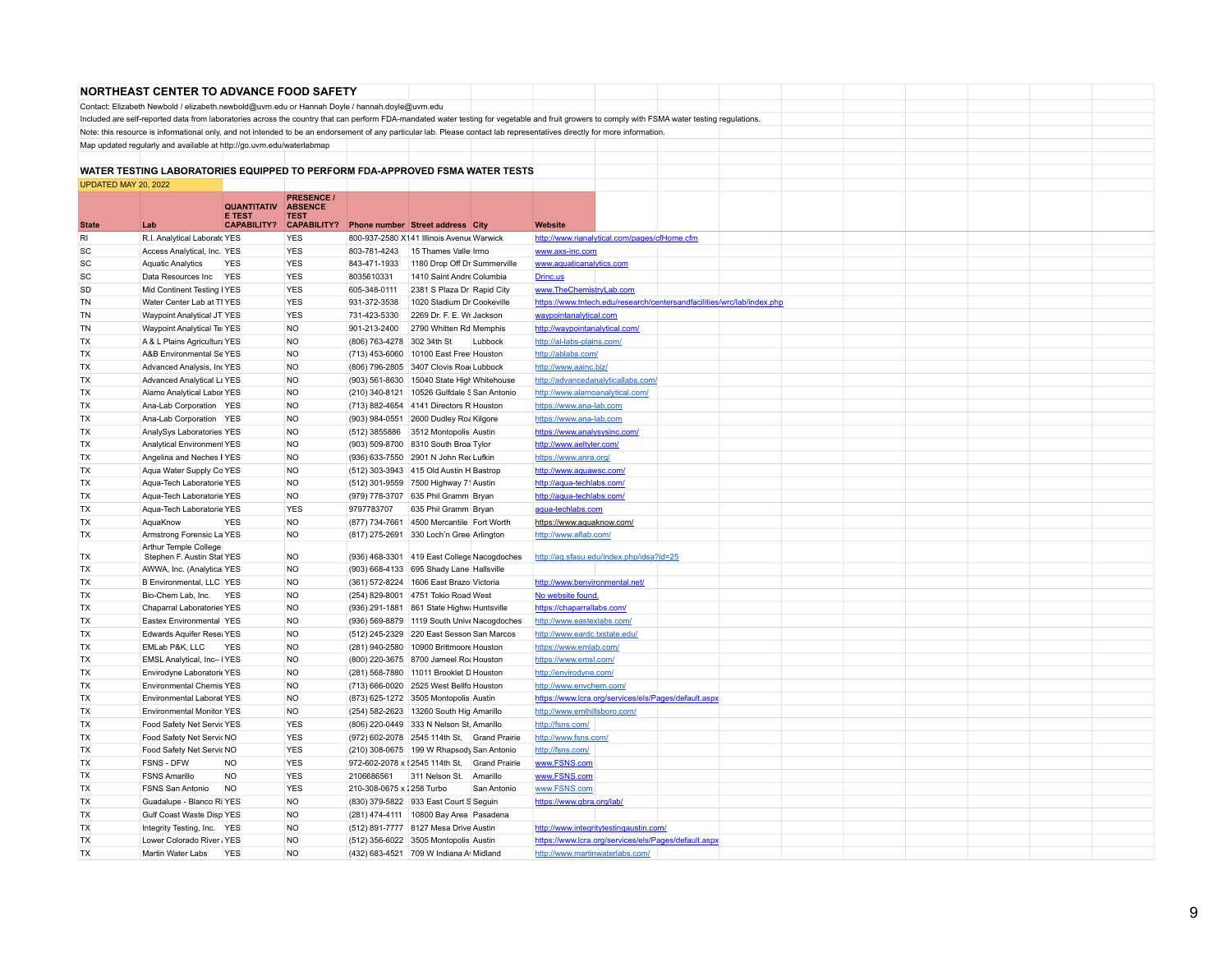## NORTHEAST CENTER TO ADVANCE FOOD SAFETY

Contact: Elizabeth Newbold / elizabeth.newbold@uvm.edu or Hannah Doyle / hannah.doyle@uvm.edu

Included are self-reported data from laboratories across the country that can perform FDA-mandated water testing for vegetable and fruit growers to comply with FSMA water testing regulations.

Note: this resource is informational only, and not intended to be an endorsement of any particular lab. Please contact lab representatives directly for more information.

Map updated regularly and available at http://go.uvm.edu/waterlabmap

### WATER TESTING LABORATORIES EQUIPPED TO PERFORM FDA-APPROVED FSMA WATER TESTS

UPDATED MAY 20, 2022

| State | Lab | QUANTITATIVE TEST CAPABILITY? | PRESENCE / ABSENCE TEST CAPABILITY? | Phone number | Street address | City | Website |
|---|---|---|---|---|---|---|---|
| RI | R.I. Analytical Laborato | YES | YES | 800-937-2580 X1 | 41 Illinois Avenue | Warwick | http://www.rianalytical.com/pages/cfHome.cfm |
| SC | Access Analytical, Inc. | YES | YES | 803-781-4243 | 15 Thames Valle | Irmo | www.axs-inc.com |
| SC | Aquatic Analytics | YES | YES | 843-471-1933 | 1180 Drop Off Dr | Summerville | www.aquaticanalytics.com |
| SC | Data Resources Inc | YES | YES | 8035610331 | 1410 Saint Andre | Columbia | Drinc.us |
| SD | Mid Continent Testing I | YES | YES | 605-348-0111 | 2381 S Plaza Dr | Rapid City | www.TheChemistryLab.com |
| TN | Water Center Lab at TT | YES | YES | 931-372-3538 | 1020 Stadium Dr | Cookeville | https://www.tntech.edu/research/centersandfacilities/wrc/lab/index.php |
| TN | Waypoint Analytical JT | YES | YES | 731-423-5330 | 2269 Dr. F. E. Wr | Jackson | waypointanalytical.com |
| TN | Waypoint Analytical Te | YES | NO | 901-213-2400 | 2790 Whitten Rd | Memphis | http://waypointanalytical.com/ |
| TX | A & L Plains Agricultura | YES | NO | (806) 763-4278 | 302 34th St | Lubbock | http://al-labs-plains.com/ |
| TX | A&B Environmental Se | YES | NO | (713) 453-6060 | 10100 East Free | Houston | http://ablabs.com/ |
| TX | Advanced Analysis, Inc | YES | NO | (806) 796-2805 | 3407 Clovis Road | Lubbock | http://www.aainc.biz/ |
| TX | Advanced Analytical La | YES | NO | (903) 561-8630 | 15040 State High | Whitehouse | http://advancedanalyticallabs.com/ |
| TX | Alamo Analytical Labor | YES | NO | (210) 340-8121 | 10526 Gulfdale S | San Antonio | http://www.alamoanalytical.com/ |
| TX | Ana-Lab Corporation | YES | NO | (713) 882-4654 | 4141 Directors R | Houston | https://www.ana-lab.com |
| TX | Ana-Lab Corporation | YES | NO | (903) 984-0551 | 2600 Dudley Roa | Kilgore | https://www.ana-lab.com |
| TX | AnalySys Laboratories | YES | NO | (512) 3855886 | 3512 Montopolis | Austin | https://www.analysysinc.com/ |
| TX | Analytical Environment | YES | NO | (903) 509-8700 | 8310 South Broa | Tylor | http://www.aeltyler.com/ |
| TX | Angelina and Neches F | YES | NO | (936) 633-7550 | 2901 N John Red | Lufkin | https://www.anra.org/ |
| TX | Aqua Water Supply Co | YES | NO | (512) 303-3943 | 415 Old Austin H | Bastrop | http://www.aquawsc.com/ |
| TX | Aqua-Tech Laboratorie | YES | NO | (512) 301-9559 | 7500 Highway 71 | Austin | http://aqua-techlabs.com/ |
| TX | Aqua-Tech Laboratorie | YES | NO | (979) 778-3707 | 635 Phil Gramm | Bryan | http://aqua-techlabs.com/ |
| TX | Aqua-Tech Laboratorie | YES | YES | 9797783707 | 635 Phil Gramm | Bryan | aqua-techlabs.com |
| TX | AquaKnow | YES | NO | (877) 734-7661 | 4500 Mercantile | Fort Worth | https://www.aquaknow.com/ |
| TX | Armstrong Forensic La | YES | NO | (817) 275-2691 | 330 Loch'n Gree | Arlington | http://www.aflab.com/ |
| TX | Arthur Temple College Stephen F. Austin Stat | YES | NO | (936) 468-3301 | 419 East College | Nacogdoches | http://ag.sfasu.edu/index.php/idsa?id=25 |
| TX | AWWA, Inc. (Analytica | YES | NO | (903) 668-4133 | 695 Shady Lane | Hallsville | |
| TX | B Environmental, LLC | YES | NO | (361) 572-8224 | 1606 East Brazo | Victoria | http://www.benvironmental.net/ |
| TX | Bio-Chem Lab, Inc. | YES | NO | (254) 829-8001 | 4751 Tokio Road | West | No website found. |
| TX | Chaparral Laboratories | YES | NO | (936) 291-1881 | 861 State Highwa | Huntsville | https://chaparrallabs.com/ |
| TX | Eastex Environmental | YES | NO | (936) 569-8879 | 1119 South Unive | Nacogdoches | http://www.eastexlabs.com/ |
| TX | Edwards Aquifer Resea | YES | NO | (512) 245-2329 | 220 East Sesson | San Marcos | http://www.eardc.txstate.edu/ |
| TX | EMLab P&K, LLC | YES | NO | (281) 940-2580 | 10900 Brittmoore | Houston | https://www.emlab.com/ |
| TX | EMSL Analytical, Inc– I | YES | NO | (800) 220-3675 | 8700 Jameel Roa | Houston | https://www.emsl.com/ |
| TX | Envirodyne Laboratorie | YES | NO | (281) 568-7880 | 11011 Brooklet D | Houston | http://envirodyne.com/ |
| TX | Environmental Chemis | YES | NO | (713) 666-0020 | 2525 West Bellfo | Houston | http://www.envchem.com/ |
| TX | Environmental Laborat | YES | NO | (873) 625-1272 | 3505 Montopolis | Austin | https://www.lcra.org/services/els/Pages/default.aspx |
| TX | Environmental Monitor | YES | NO | (254) 582-2623 | 13260 South Hig | Amarillo | http://www.emlhillsboro.com/ |
| TX | Food Safety Net Servic | YES | YES | (806) 220-0449 | 333 N Nelson St, | Amarillo | http://fsns.com/ |
| TX | Food Safety Net Servic | NO | YES | (972) 602-2078 | 2545 114th St, | Grand Prairie | http://www.fsns.com/ |
| TX | Food Safety Net Servic | NO | YES | (210) 308-0675 | 199 W Rhapsody | San Antonio | http://fsns.com/ |
| TX | FSNS - DFW | NO | YES | 972-602-2078 x 5 | 2545 114th St. | Grand Prairie | www.FSNS.com |
| TX | FSNS Amarillo | NO | YES | 2106686561 | 311 Nelson St. | Amarillo | www.FSNS.com |
| TX | FSNS San Antonio | NO | YES | 210-308-0675 x 2 | 258 Turbo | San Antonio | www.FSNS.com |
| TX | Guadalupe - Blanco Ri | YES | NO | (830) 379-5822 | 933 East Court S | Seguin | https://www.gbra.org/lab/ |
| TX | Gulf Coast Waste Disp | YES | NO | (281) 474-4111 | 10800 Bay Area | Pasadena | |
| TX | Integrity Testing, Inc. | YES | NO | (512) 891-7777 | 8127 Mesa Drive | Austin | http://www.integritytestingaustin.com/ |
| TX | Lower Colorado River | YES | NO | (512) 356-6022 | 3505 Montopolis | Austin | https://www.lcra.org/services/els/Pages/default.aspx |
| TX | Martin Water Labs | YES | NO | (432) 683-4521 | 709 W Indiana A | Midland | http://www.martinwaterlabs.com/ |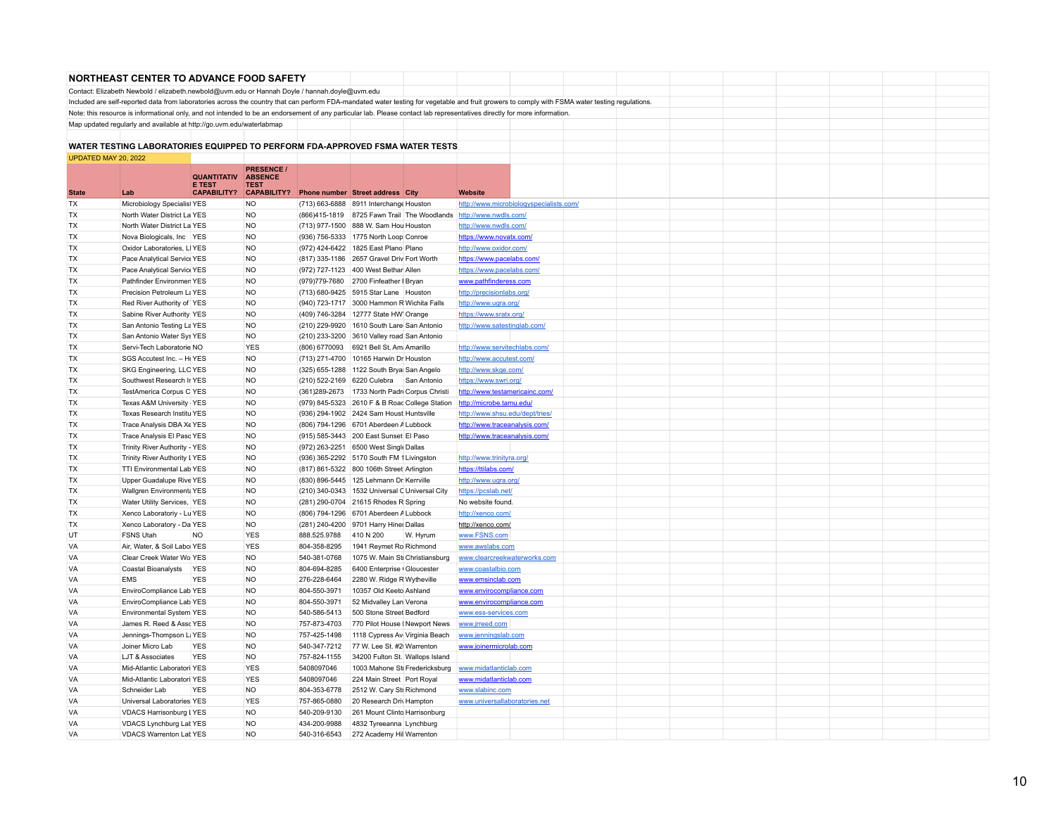## NORTHEAST CENTER TO ADVANCE FOOD SAFETY

Contact: Elizabeth Newbold / elizabeth.newbold@uvm.edu or Hannah Doyle / hannah.doyle@uvm.edu

Included are self-reported data from laboratories across the country that can perform FDA-mandated water testing for vegetable and fruit growers to comply with FSMA water testing regulations.

Note: This resource is informational only, and not intended to be an endorsement of any particular lab. Please contact lab representatives directly for more information.

Map updated regularly and available at http://go.uvm.edu/waterlabmap

### WATER TESTING LABORATORIES EQUIPPED TO PERFORM FDA-APPROVED FSMA WATER TESTS

UPDATED MAY 20, 2022

| State | Lab | QUANTITATIVE TEST CAPABILITY? | PRESENCE / ABSENCE TEST CAPABILITY? | Phone number | Street address | City | Website |
|---|---|---|---|---|---|---|---|
| TX | Microbiology Specialist | YES | NO | (713) 663-6888 | 8911 Interchange | Houston | http://www.microbiologyspecialists.com/ |
| TX | North Water District La | YES | NO | (866)415-1819 | 8725 Fawn Trail | The Woodlands | http://www.nwdls.com/ |
| TX | North Water District La | YES | NO | (713) 977-1500 | 888 W. Sam Hou | Houston | http://www.nwdls.com/ |
| TX | Nova Biologicals, Inc | YES | NO | (936) 756-5333 | 1775 North Loop | Conroe | https://www.novatx.com/ |
| TX | Oxidor Laboratories, LI | YES | NO | (972) 424-6422 | 1825 East Plano | Plano | http://www.oxidor.com/ |
| TX | Pace Analytical Service | YES | NO | (817) 335-1186 | 2657 Gravel Driv | Fort Worth | https://www.pacelabs.com/ |
| TX | Pace Analytical Service | YES | NO | (972) 727-1123 | 400 West Bethar | Allen | https://www.pacelabs.com/ |
| TX | Pathfinder Environmen | YES | NO | (979)779-7680 | 2700 Finfeather I | Bryan | www.pathfinderess.com |
| TX | Precision Petroleum La | YES | NO | (713) 680-9425 | 5915 Star Lane | Houston | http://precisionlabs.org/ |
| TX | Red River Authority of | YES | NO | (940) 723-1717 | 3000 Hammon R | Wichita Falls | http://www.ugra.org/ |
| TX | Sabine River Authority | YES | NO | (409) 746-3284 | 12777 State HW | Orange | https://www.sratx.org/ |
| TX | San Antonio Testing La | YES | NO | (210) 229-9920 | 1610 South Lare | San Antonio | http://www.satestinglab.com/ |
| TX | San Antonio Water Sys | YES | NO | (210) 233-3200 | 3610 Valley road | San Antonio | |
| TX | Servi-Tech Laboratorie | NO | YES | (806) 6770093 | 6921 Bell St, Am | Amarillo | http://www.servitechlabs.com/ |
| TX | SGS Accutest Inc. – Hı | YES | NO | (713) 271-4700 | 10165 Harwin Dr | Houston | http://www.accutest.com/ |
| TX | SKG Engineering, LLC | YES | NO | (325) 655-1288 | 1122 South Bryai | San Angelo | http://www.skge.com/ |
| TX | Southwest Research Ir | YES | NO | (210) 522-2169 | 6220 Culebra | San Antonio | https://www.swri.org/ |
| TX | TestAmerica Corpus C | YES | NO | (361)289-2673 | 1733 North Padr | Corpus Christi | http://www.testamericainc.com/ |
| TX | Texas A&M University | YES | NO | (979) 845-5323 | 2610 F & B Roac | College Station | http://microbe.tamu.edu/ |
| TX | Texas Research Institu | YES | NO | (936) 294-1902 | 2424 Sam Houst | Huntsville | http://www.shsu.edu/dept/tries/ |
| TX | Trace Analysis DBA Xe | YES | NO | (806) 794-1296 | 6701 Aberdeen A | Lubbock | http://www.traceanalysis.com/ |
| TX | Trace Analysis El Pasc | YES | NO | (915) 585-3443 | 200 East Sunset | El Paso | http://www.traceanalysis.com/ |
| TX | Trinity River Authority - | YES | NO | (972) 263-2251 | 6500 West Singl | Dallas | |
| TX | Trinity River Authority L | YES | NO | (936) 365-2292 | 5170 South FM 1 | Livingston | http://www.trinityra.org/ |
| TX | TTI Environmental Lab | YES | NO | (817) 861-5322 | 800 106th Street | Arlington | https://ttilabs.com/ |
| TX | Upper Guadalupe Rive | YES | NO | (830) 896-5445 | 125 Lehmann Dr | Kerrville | http://www.ugra.org/ |
| TX | Wallgren Environment | YES | NO | (210) 340-0343 | 1532 Universal C | Universal City | https://pcslab.net/ |
| TX | Water Utility Services, | YES | NO | (281) 290-0704 | 21615 Rhodes R | Spring | No website found. |
| TX | Xenco Laboratoriy - Lu | YES | NO | (806) 794-1296 | 6701 Aberdeen A | Lubbock | http://xenco.com/ |
| TX | Xenco Laboratory - Da | YES | NO | (281) 240-4200 | 9701 Harry Hine | Dallas | http://xenco.com/ |
| UT | FSNS Utah | NO | YES | 888.525.9788 | 410 N 200 | W. Hyrum | www.FSNS.com |
| VA | Air, Water, & Soil Labo | YES | YES | 804-358-8295 | 1941 Reymet Ro | Richmond | www.awslabs.com |
| VA | Clear Creek Water Wo | YES | NO | 540-381-0768 | 1075 W. Main St | Christiansburg | www.clearcreekwaterworks.com |
| VA | Coastal Bioanalysts | YES | NO | 804-694-8285 | 6400 Enterprise | Gloucester | www.coastalbio.com |
| VA | EMS | YES | NO | 276-228-6464 | 2280 W. Ridge R | Wytheville | www.emsinclab.com |
| VA | EnviroCompliance Lab | YES | NO | 804-550-3971 | 10357 Old Keeto | Ashland | www.envirocompliance.com |
| VA | EnviroCompliance Lab | YES | NO | 804-550-3971 | 52 Midvalley Lan | Verona | www.envirocompliance.com |
| VA | Environmental System | YES | NO | 540-586-5413 | 500 Stone Street | Bedford | www.ess-services.com |
| VA | James R. Reed & Assc | YES | NO | 757-873-4703 | 770 Pilot House I | Newport News | www.jrreed.com |
| VA | Jennings-Thompson La | YES | NO | 757-425-1498 | 1118 Cypress Av | Virginia Beach | www.jenningslab.com |
| VA | Joiner Micro Lab | YES | NO | 540-347-7212 | 77 W. Lee St. #2 | Warrenton | www.joinermicrolab.com |
| VA | LJT & Associates | YES | NO | 757-824-1155 | 34200 Fulton St. | Wallops Island | |
| VA | Mid-Atlantic Laboratori | YES | YES | 5408097046 | 1003 Mahone St | Fredericksburg | www.midatlanticlab.com |
| VA | Mid-Atlantic Laboratori | YES | YES | 5408097046 | 224 Main Street | Port Royal | www.midatlanticlab.com |
| VA | Schneider Lab | YES | NO | 804-353-6778 | 2512 W. Cary St | Richmond | www.slabinc.com |
| VA | Universal Laboratories | YES | YES | 757-865-0880 | 20 Research Dri | Hampton | www.universallaboratories.net |
| VA | VDACS Harrisonburg L | YES | NO | 540-209-9130 | 261 Mount Clinto | Harrisonburg | |
| VA | VDACS Lynchburg Lat | YES | NO | 434-200-9988 | 4832 Tyreeanna | Lynchburg | |
| VA | VDACS Warrenton Lat | YES | NO | 540-316-6543 | 272 Academy Hil | Warrenton | |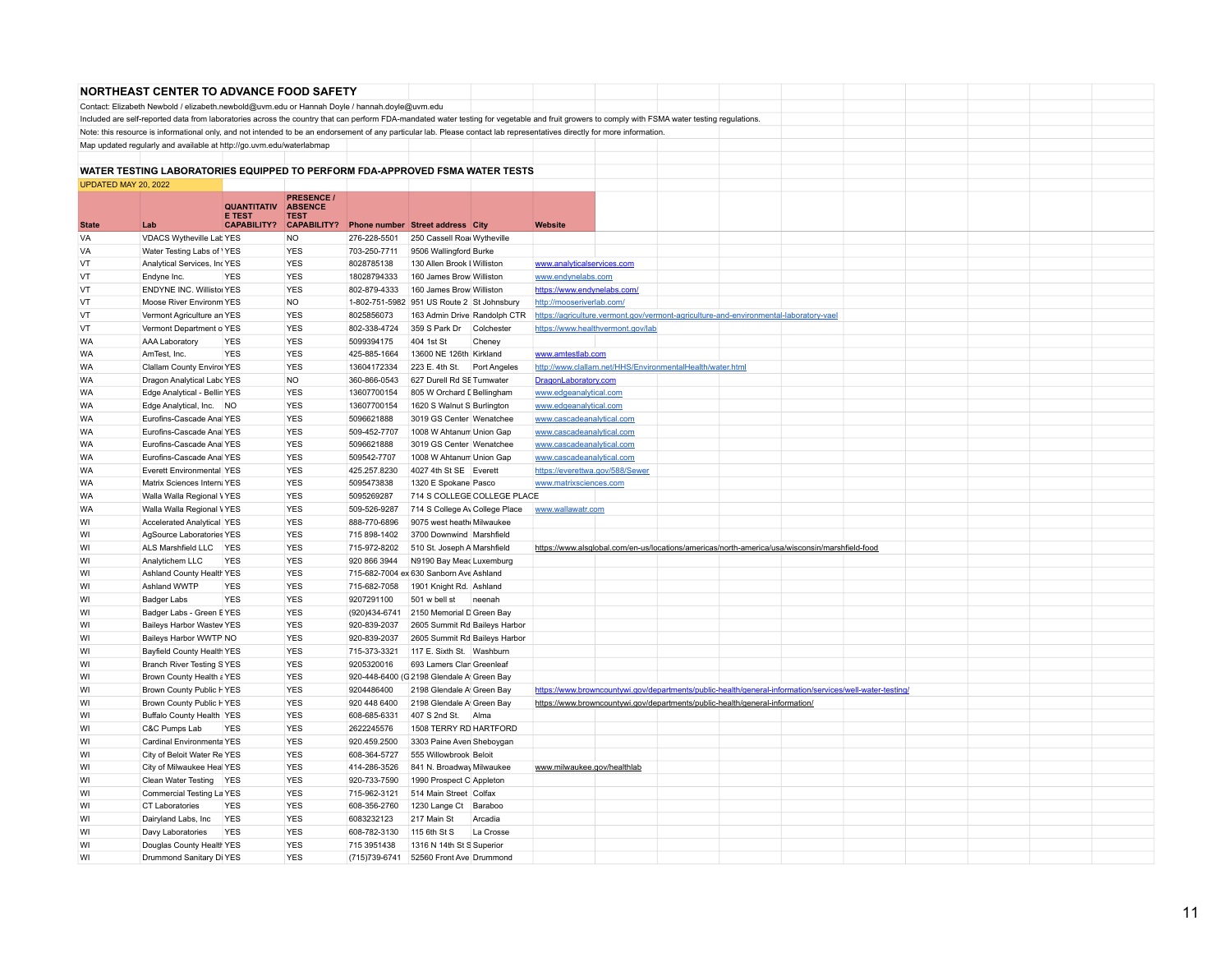## NORTHEAST CENTER TO ADVANCE FOOD SAFETY

Contact: Elizabeth Newbold / elizabeth.newbold@uvm.edu or Hannah Doyle / hannah.doyle@uvm.edu

Included are self-reported data from laboratories across the country that can perform FDA-mandated water testing for vegetable and fruit growers to comply with FSMA water testing regulations.

Note: this resource is informational only, and not intended to be an endorsement of any particular lab. Please contact lab representatives directly for more information.

Map updated regularly and available at http://go.uvm.edu/waterlabmap

## WATER TESTING LABORATORIES EQUIPPED TO PERFORM FDA-APPROVED FSMA WATER TESTS

UPDATED MAY 20, 2022

| State | Lab | QUANTITATIVE TEST CAPABILITY? | PRESENCE / ABSENCE TEST CAPABILITY? | Phone number | Street address | City | Website |
|---|---|---|---|---|---|---|---|
| VA | VDACS Wytheville Lab | YES | NO | 276-228-5501 | 250 Cassell Road | Wytheville | |
| VA | Water Testing Labs of V | YES | YES | 703-250-7711 | 9506 Wallingford | Burke | |
| VT | Analytical Services, Inc | YES | YES | 8028785138 | 130 Allen Brook I | Williston | www.analyticalservices.com |
| VT | Endyne Inc. | YES | YES | 18028794333 | 160 James Brow | Williston | www.endynelabs.com |
| VT | ENDYNE INC. Williston | YES | YES | 802-879-4333 | 160 James Brow | Williston | https://www.endynelabs.com/ |
| VT | Moose River Environm | YES | NO | 1-802-751-5982 | 951 US Route 2 | St Johnsbury | http://mooseriverlab.com/ |
| VT | Vermont Agriculture an | YES | YES | 8025856073 | 163 Admin Drive | Randolph CTR | https://agriculture.vermont.gov/vermont-agriculture-and-environmental-laboratory-vael |
| VT | Vermont Department o | YES | YES | 802-338-4724 | 359 S Park Dr | Colchester | https://www.healthvermont.gov/lab |
| WA | AAA Laboratory | YES | YES | 5099394175 | 404 1st St | Cheney | |
| WA | AmTest, Inc. | YES | YES | 425-885-1664 | 13600 NE 126th | Kirkland | www.amtestlab.com |
| WA | Clallam County Enviro | YES | YES | 13604172334 | 223 E. 4th St. | Port Angeles | http://www.clallam.net/HHS/EnvironmentalHealth/water.html |
| WA | Dragon Analytical Labs | YES | NO | 360-866-0543 | 627 Durell Rd SE | Tumwater | DragonLaboratory.com |
| WA | Edge Analytical - Bellin | YES | YES | 13607700154 | 805 W Orchard D | Bellingham | www.edgeanalytical.com |
| WA | Edge Analytical, Inc. | NO | YES | 13607700154 | 1620 S Walnut S | Burlington | www.edgeanalytical.com |
| WA | Eurofins-Cascade Anal | YES | YES | 5096621888 | 3019 GS Center | Wenatchee | www.cascadeanalytical.com |
| WA | Eurofins-Cascade Anal | YES | YES | 509-452-7707 | 1008 W Ahtanum | Union Gap | www.cascadeanalytical.com |
| WA | Eurofins-Cascade Anal | YES | YES | 5096621888 | 3019 GS Center | Wenatchee | www.cascadeanalytical.com |
| WA | Eurofins-Cascade Anal | YES | YES | 509542-7707 | 1008 W Ahtanum | Union Gap | www.cascadeanalytical.com |
| WA | Everett Environmental | YES | YES | 425.257.8230 | 4027 4th St SE | Everett | https://everettwa.gov/588/Sewer |
| WA | Matrix Sciences Intern | YES | YES | 5095473838 | 1320 E Spokane | Pasco | www.matrixsciences.com |
| WA | Walla Walla Regional | YES | YES | 5095269287 | 714 S COLLEGE | COLLEGE PLACE | |
| WA | Walla Walla Regional | YES | YES | 509-526-9287 | 714 S College Av | College Place | www.wallawatr.com |
| WI | Accelerated Analytical | YES | YES | 888-770-6896 | 9075 west heath | Milwaukee | |
| WI | AgSource Laboratories | YES | YES | 715 898-1402 | 3700 Downwind | Marshfield | |
| WI | ALS Marshfield LLC | YES | YES | 715-972-8202 | 510 St. Joseph A | Marshfield | https://www.alsglobal.com/en-us/locations/americas/north-america/usa/wisconsin/marshfield-food |
| WI | Analytichem LLC | YES | YES | 920 866 3944 | N9190 Bay Mead | Luxemburg | |
| WI | Ashland County Health | YES | YES | 715-682-7004 ex | 630 Sanborn Ave | Ashland | |
| WI | Ashland WWTP | YES | YES | 715-682-7058 | 1901 Knight Rd. | Ashland | |
| WI | Badger Labs | YES | YES | 9207291100 | 501 w bell st | neenah | |
| WI | Badger Labs - Green E | YES | YES | (920)434-6741 | 2150 Memorial D | Green Bay | |
| WI | Baileys Harbor Waste | YES | YES | 920-839-2037 | 2605 Summit Rd | Baileys Harbor | |
| WI | Baileys Harbor WWTP | NO | YES | 920-839-2037 | 2605 Summit Rd | Baileys Harbor | |
| WI | Bayfield County Health | YES | YES | 715-373-3321 | 117 E. Sixth St. | Washburn | |
| WI | Branch River Testing S | YES | YES | 9205320016 | 693 Lamers Clar | Greenleaf | |
| WI | Brown County Health | YES | YES | 920-448-6400 (G | 2198 Glendale A | Green Bay | |
| WI | Brown County Public H | YES | YES | 9204486400 | 2198 Glendale A | Green Bay | https://www.browncountywi.gov/departments/public-health/general-information/services/well-water-testing/ |
| WI | Brown County Public H | YES | YES | 920 448 6400 | 2198 Glendale A | Green Bay | https://www.browncountywi.gov/departments/public-health/general-information/ |
| WI | Buffalo County Health | YES | YES | 608-685-6331 | 407 S 2nd St. | Alma | |
| WI | C&C Pumps Lab | YES | YES | 2622245576 | 1508 TERRY RD | HARTFORD | |
| WI | Cardinal Environmenta | YES | YES | 920.459.2500 | 3303 Paine Aven | Sheboygan | |
| WI | City of Beloit Water Re | YES | YES | 608-364-5727 | 555 Willowbrook | Beloit | |
| WI | City of Milwaukee Heal | YES | YES | 414-286-3526 | 841 N. Broadway | Milwaukee | www.milwaukee.gov/healthlab |
| WI | Clean Water Testing | YES | YES | 920-733-7590 | 1990 Prospect C | Appleton | |
| WI | Commercial Testing La | YES | YES | 715-962-3121 | 514 Main Street | Colfax | |
| WI | CT Laboratories | YES | YES | 608-356-2760 | 1230 Lange Ct | Baraboo | |
| WI | Dairyland Labs, Inc | YES | YES | 6083232123 | 217 Main St | Arcadia | |
| WI | Davy Laboratories | YES | YES | 608-782-3130 | 115 6th St S | La Crosse | |
| WI | Douglas County Health | YES | YES | 715 3951438 | 1316 N 14th St S | Superior | |
| WI | Drummond Sanitary Di | YES | YES | (715)739-6741 | 52560 Front Ave | Drummond | |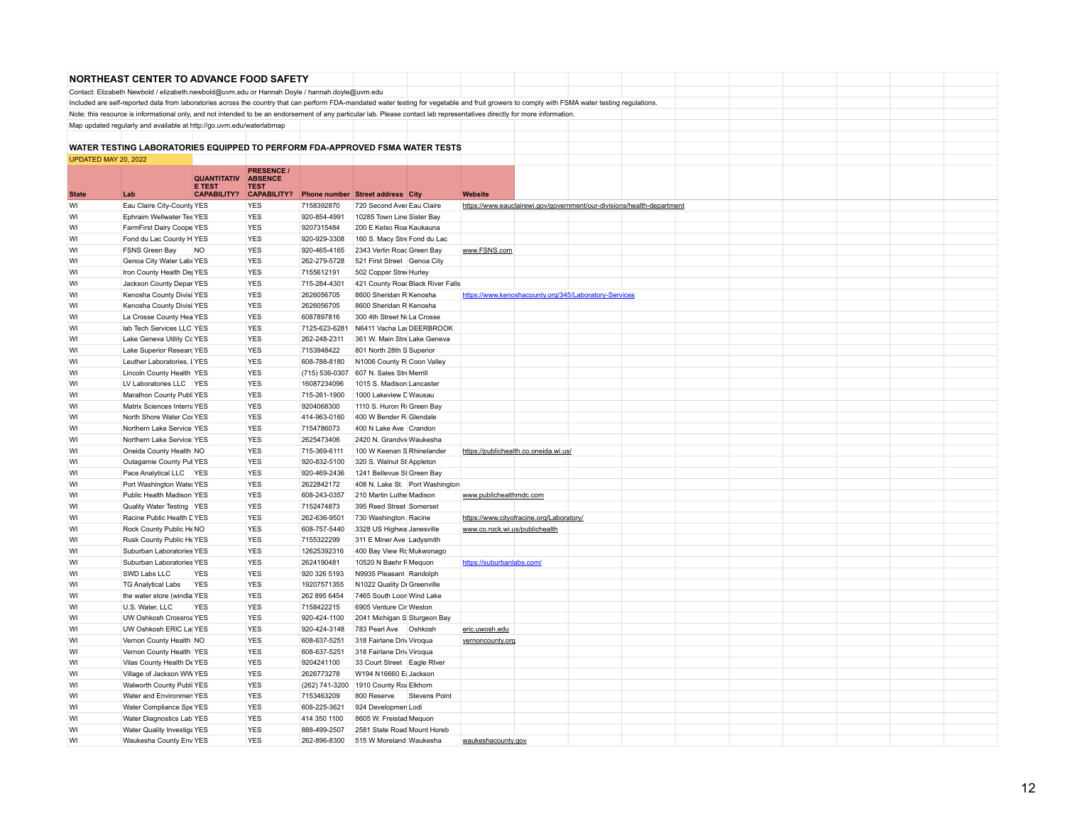## NORTHEAST CENTER TO ADVANCE FOOD SAFETY

Contact: Elizabeth Newbold / elizabeth.newbold@uvm.edu or Hannah Doyle / hannah.doyle@uvm.edu

Included are self-reported data from laboratories across the country that can perform FDA-mandated water testing for vegetable and fruit growers to comply with FSMA water testing regulations.

Note: this resource is informational only, and not intended to be an endorsement of any particular lab. Please contact lab representatives directly for more information.

Map updated regularly and available at http://go.uvm.edu/waterlabmap

## WATER TESTING LABORATORIES EQUIPPED TO PERFORM FDA-APPROVED FSMA WATER TESTS

UPDATED MAY 20, 2022

| State | Lab | QUANTITATIVE TEST CAPABILITY? | PRESENCE / ABSENCE TEST CAPABILITY? | Phone number | Street address | City | Website |
|---|---|---|---|---|---|---|---|
| WI | Eau Claire City-County | YES | YES | 7158392870 | 720 Second Aver | Eau Claire | https://www.eauclairewi.gov/government/our-divisions/health-department |
| WI | Ephraim Wellwater Tes | YES | YES | 920-854-4991 | 10285 Town Line | Sister Bay | |
| WI | FarmFirst Dairy Coope | YES | YES | 9207315484 | 200 E Kelso Roa | Kaukauna | |
| WI | Fond du Lac County H | YES | YES | 920-929-3308 | 160 S. Macy Stre | Fond du Lac | |
| WI | FSNS Green Bay | NO | YES | 920-465-4165 | 2343 Verlin Roac | Green Bay | www.FSNS.com |
| WI | Genoa City Water Lab | YES | YES | 262-279-5728 | 521 First Street | Genoa City | |
| WI | Iron County Health De | YES | YES | 7155612191 | 502 Copper Stre | Hurley | |
| WI | Jackson County Depar | YES | YES | 715-284-4301 | 421 County Roac | Black River Falls | |
| WI | Kenosha County Divisi | YES | YES | 2626056705 | 8600 Sheridan R | Kenosha | https://www.kenoshacounty.org/345/Laboratory-Services |
| WI | Kenosha County Divisi | YES | YES | 2626056705 | 8600 Sheridan R | Kenosha | |
| WI | La Crosse County Hea | YES | YES | 6087897816 | 300 4th Street N | La Crosse | |
| WI | lab Tech Services LLC | YES | YES | 7125-623-6281 | N6411 Vacha La | DEERBROOK | |
| WI | Lake Geneva Utility Co | YES | YES | 262-248-2311 | 361 W. Main Stre | Lake Geneva | |
| WI | Lake Superior Researc | YES | YES | 7153948422 | 801 North 28th S | Superior | |
| WI | Leuther Laboratories, I | YES | YES | 608-788-8180 | N1006 County R | Coon Valley | |
| WI | Lincoln County Health | YES | YES | (715) 536-0307 | 607 N. Sales Str | Merrill | |
| WI | LV Laboratories LLC | YES | YES | 16087234096 | 1015 S. Madison | Lancaster | |
| WI | Marathon County Publ | YES | YES | 715-261-1900 | 1000 Lakeview D | Wausau | |
| WI | Matrix Sciences Intern | YES | YES | 9204068300 | 1110 S. Huron R | Green Bay | |
| WI | North Shore Water Co | YES | YES | 414-963-0160 | 400 W Bender R | Glendale | |
| WI | Northern Lake Service | YES | YES | 7154786073 | 400 N Lake Ave | Crandon | |
| WI | Northern Lake Service | YES | YES | 2625473406 | 2420 N. Grandvi | Waukesha | |
| WI | Oneida County Health | NO | YES | 715-369-6111 | 100 W Keenan S | Rhinelander | https://publichealth.co.oneida.wi.us/ |
| WI | Outagamie County Pu | YES | YES | 920-832-5100 | 320 S. Walnut St | Appleton | |
| WI | Pace Analytical LLC | YES | YES | 920-469-2436 | 1241 Bellevue St | Green Bay | |
| WI | Port Washington Wate | YES | YES | 2622842172 | 408 N. Lake St. | Port Washington | |
| WI | Public Health Madison | YES | YES | 608-243-0357 | 210 Martin Luthe | Madison | www.publichealthmdc.com |
| WI | Quality Water Testing | YES | YES | 7152474873 | 395 Reed Street | Somerset | |
| WI | Racine Public Health D | YES | YES | 262-636-9501 | 730 Washington | Racine | https://www.cityofracine.org/Laboratory/ |
| WI | Rock County Public He | NO | YES | 608-757-5440 | 3328 US Highwa | Janesville | www.co.rock.wi.us/publichealth |
| WI | Rusk County Public He | YES | YES | 7155322299 | 311 E Miner Ave | Ladysmith | |
| WI | Suburban Laboratories | YES | YES | 12625392316 | 400 Bay View Rc | Mukwonago | |
| WI | Suburban Laboratories | YES | YES | 2624190481 | 10520 N Baehr F | Mequon | https://suburbanlabs.com/ |
| WI | SWD Labs LLC | YES | YES | 920 326 5193 | N9935 Pleasant | Randolph | |
| WI | TG Analytical Labs | YES | YES | 19207571355 | N1022 Quality D | Greenville | |
| WI | the water store (windla | YES | YES | 262 895 6454 | 7465 South Loon | Wind Lake | |
| WI | U.S. Water, LLC | YES | YES | 7158422215 | 6905 Venture Cir | Weston | |
| WI | UW Oshkosh Crossroa | YES | YES | 920-424-1100 | 2041 Michigan S | Sturgeon Bay | |
| WI | UW Oshkosh ERIC La | YES | YES | 920-424-3148 | 783 Pearl Ave | Oshkosh | eric.uwosh.edu |
| WI | Vernon County Health | NO | YES | 608-637-5251 | 318 Fairlane Driv | Viroqua | vernoncounty.org |
| WI | Vernon County Health | YES | YES | 608-637-5251 | 318 Fairlane Driv | Viroqua | |
| WI | Vilas County Health De | YES | YES | 9204241100 | 33 Court Street | Eagle RIver | |
| WI | Village of Jackson WW | YES | YES | 2626773278 | W194 N16660 E | Jackson | |
| WI | Walworth County Publi | YES | YES | (262) 741-3200 | 1910 County Ro | Elkhorn | |
| WI | Water and Environmen | YES | YES | 7153463209 | 800 Reserve | Stevens Point | |
| WI | Water Compliance Spe | YES | YES | 608-225-3621 | 924 Developmen | Lodi | |
| WI | Water Diagnostics Lab | YES | YES | 414 350 1100 | 8605 W. Freistad | Mequon | |
| WI | Water Quality Investiga | YES | YES | 888-499-2507 | 2581 State Road | Mount Horeb | |
| WI | Waukesha County Env | YES | YES | 262-896-8300 | 515 W Moreland | Waukesha | waukeshacounty.gov |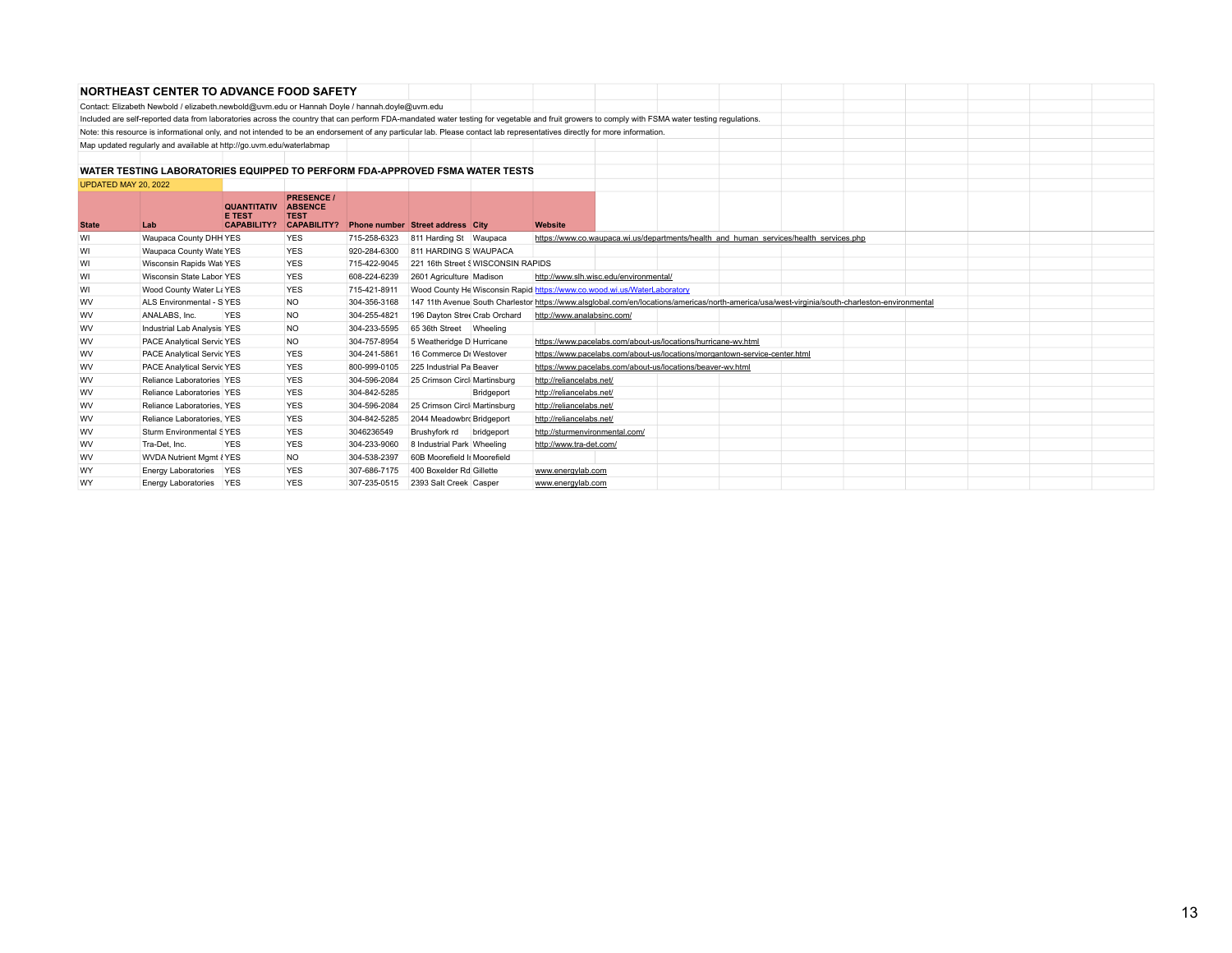## NORTHEAST CENTER TO ADVANCE FOOD SAFETY

Contact: Elizabeth Newbold / elizabeth.newbold@uvm.edu or Hannah Doyle / hannah.doyle@uvm.edu

Included are self-reported data from laboratories across the country that can perform FDA-mandated water testing for vegetable and fruit growers to comply with FSMA water testing regulations.

Note: this resource is informational only, and not intended to be an endorsement of any particular lab. Please contact lab representatives directly for more information.

Map updated regularly and available at http://go.uvm.edu/waterlabmap

### WATER TESTING LABORATORIES EQUIPPED TO PERFORM FDA-APPROVED FSMA WATER TESTS

UPDATED MAY 20, 2022

| State | Lab | QUANTITATIVE TEST CAPABILITY? | PRESENCE / ABSENCE TEST CAPABILITY? | Phone number | Street address | City | Website |
|---|---|---|---|---|---|---|---|
| WI | Waupaca County DHH | YES | YES | 715-258-6323 | 811 Harding St | Waupaca | https://www.co.waupaca.wi.us/departments/health_and_human_services/health_services.php |
| WI | Waupaca County Wate | YES | YES | 920-284-6300 | 811 HARDING S | WAUPACA | |
| WI | Wisconsin Rapids Wat | YES | YES | 715-422-9045 | 221 16th Street S | WISCONSIN RAPIDS | |
| WI | Wisconsin State Labor | YES | YES | 608-224-6239 | 2601 Agriculture | Madison | http://www.slh.wisc.edu/environmental/ |
| WI | Wood County Water La | YES | YES | 715-421-8911 | Wood County He | Wisconsin Rapid | https://www.co.wood.wi.us/WaterLaboratory |
| WV | ALS Environmental - S | YES | NO | 304-356-3168 | 147 11th Avenue | South Charleston | https://www.alsglobal.com/en/locations/americas/north-america/usa/west-virginia/south-charleston-environmental |
| WV | ANALABS, Inc. | YES | NO | 304-255-4821 | 196 Dayton Stree | Crab Orchard | http://www.analabsinc.com/ |
| WV | Industrial Lab Analysis | YES | NO | 304-233-5595 | 65 36th Street | Wheeling | |
| WV | PACE Analytical Servic | YES | NO | 304-757-8954 | 5 Weatheridge D | Hurricane | https://www.pacelabs.com/about-us/locations/hurricane-wv.html |
| WV | PACE Analytical Servic | YES | YES | 304-241-5861 | 16 Commerce Dr | Westover | https://www.pacelabs.com/about-us/locations/morgantown-service-center.html |
| WV | PACE Analytical Servic | YES | YES | 800-999-0105 | 225 Industrial Pa | Beaver | https://www.pacelabs.com/about-us/locations/beaver-wv.html |
| WV | Reliance Laboratories | YES | YES | 304-596-2084 | 25 Crimson Circl | Martinsburg | http://reliancelabs.net/ |
| WV | Reliance Laboratories | YES | YES | 304-842-5285 | | Bridgeport | http://reliancelabs.net/ |
| WV | Reliance Laboratories, | YES | YES | 304-596-2084 | 25 Crimson Circl | Martinsburg | http://reliancelabs.net/ |
| WV | Reliance Laboratories, | YES | YES | 304-842-5285 | 2044 Meadowbro | Bridgeport | http://reliancelabs.net/ |
| WV | Sturm Environmental S | YES | YES | 3046236549 | Brushyfork rd | bridgeport | http://sturmenvironmental.com/ |
| WV | Tra-Det, Inc. | YES | YES | 304-233-9060 | 8 Industrial Park | Wheeling | http://www.tra-det.com/ |
| WV | WVDA Nutrient Mgmt 8 | YES | NO | 304-538-2397 | 60B Moorefield In | Moorefield | |
| WY | Energy Laboratories | YES | YES | 307-686-7175 | 400 Boxelder Rd | Gillette | www.energylab.com |
| WY | Energy Laboratories | YES | YES | 307-235-0515 | 2393 Salt Creek | Casper | www.energylab.com |